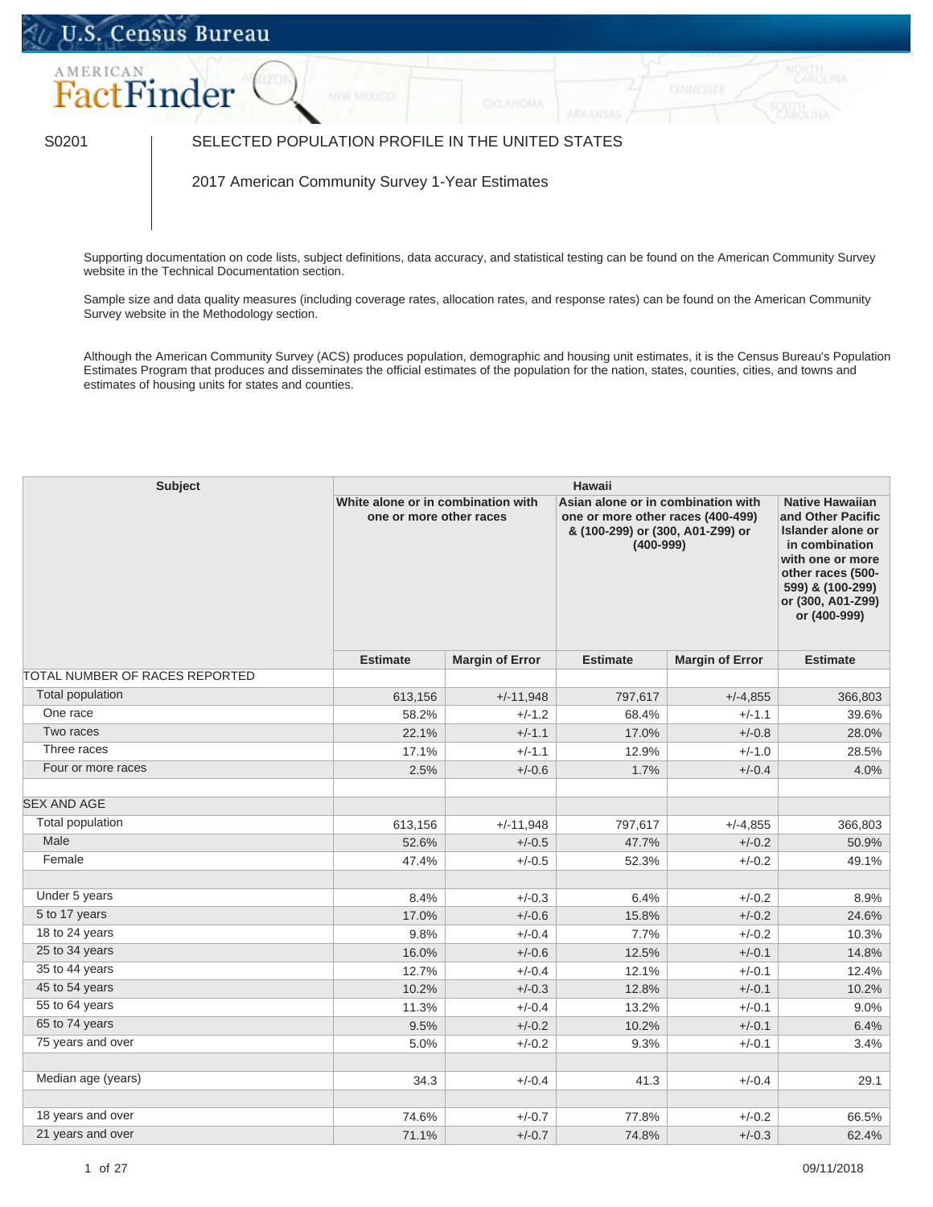U.S. Census Bureau

AMERICAN FactFinder

S0201

SELECTED POPULATION PROFILE IN THE UNITED STATES

2017 American Community Survey 1-Year Estimates

Supporting documentation on code lists, subject definitions, data accuracy, and statistical testing can be found on the American Community Survey website in the Technical Documentation section.

Sample size and data quality measures (including coverage rates, allocation rates, and response rates) can be found on the American Community Survey website in the Methodology section.

Although the American Community Survey (ACS) produces population, demographic and housing unit estimates, it is the Census Bureau's Population Estimates Program that produces and disseminates the official estimates of the population for the nation, states, counties, cities, and towns and estimates of housing units for states and counties.

| Subject | Hawaii | | | | |
|---|---|---|---|---|---|
| | White alone or in combination with one or more other races | | Asian alone or in combination with one or more other races (400-499) & (100-299) or (300, A01-Z99) or (400-999) | | Native Hawaiian and Other Pacific Islander alone or in combination with one or more other races (500-599) & (100-299) or (300, A01-Z99) or (400-999) |
| | Estimate | Margin of Error | Estimate | Margin of Error | Estimate |
| TOTAL NUMBER OF RACES REPORTED | | | | | |
| Total population | 613,156 | +/-11,948 | 797,617 | +/-4,855 | 366,803 |
| One race | 58.2% | +/-1.2 | 68.4% | +/-1.1 | 39.6% |
| Two races | 22.1% | +/-1.1 | 17.0% | +/-0.8 | 28.0% |
| Three races | 17.1% | +/-1.1 | 12.9% | +/-1.0 | 28.5% |
| Four or more races | 2.5% | +/-0.6 | 1.7% | +/-0.4 | 4.0% |
| | | | | | |
| SEX AND AGE | | | | | |
| Total population | 613,156 | +/-11,948 | 797,617 | +/-4,855 | 366,803 |
| Male | 52.6% | +/-0.5 | 47.7% | +/-0.2 | 50.9% |
| Female | 47.4% | +/-0.5 | 52.3% | +/-0.2 | 49.1% |
| | | | | | |
| Under 5 years | 8.4% | +/-0.3 | 6.4% | +/-0.2 | 8.9% |
| 5 to 17 years | 17.0% | +/-0.6 | 15.8% | +/-0.2 | 24.6% |
| 18 to 24 years | 9.8% | +/-0.4 | 7.7% | +/-0.2 | 10.3% |
| 25 to 34 years | 16.0% | +/-0.6 | 12.5% | +/-0.1 | 14.8% |
| 35 to 44 years | 12.7% | +/-0.4 | 12.1% | +/-0.1 | 12.4% |
| 45 to 54 years | 10.2% | +/-0.3 | 12.8% | +/-0.1 | 10.2% |
| 55 to 64 years | 11.3% | +/-0.4 | 13.2% | +/-0.1 | 9.0% |
| 65 to 74 years | 9.5% | +/-0.2 | 10.2% | +/-0.1 | 6.4% |
| 75 years and over | 5.0% | +/-0.2 | 9.3% | +/-0.1 | 3.4% |
| | | | | | |
| Median age (years) | 34.3 | +/-0.4 | 41.3 | +/-0.4 | 29.1 |
| | | | | | |
| 18 years and over | 74.6% | +/-0.7 | 77.8% | +/-0.2 | 66.5% |
| 21 years and over | 71.1% | +/-0.7 | 74.8% | +/-0.3 | 62.4% |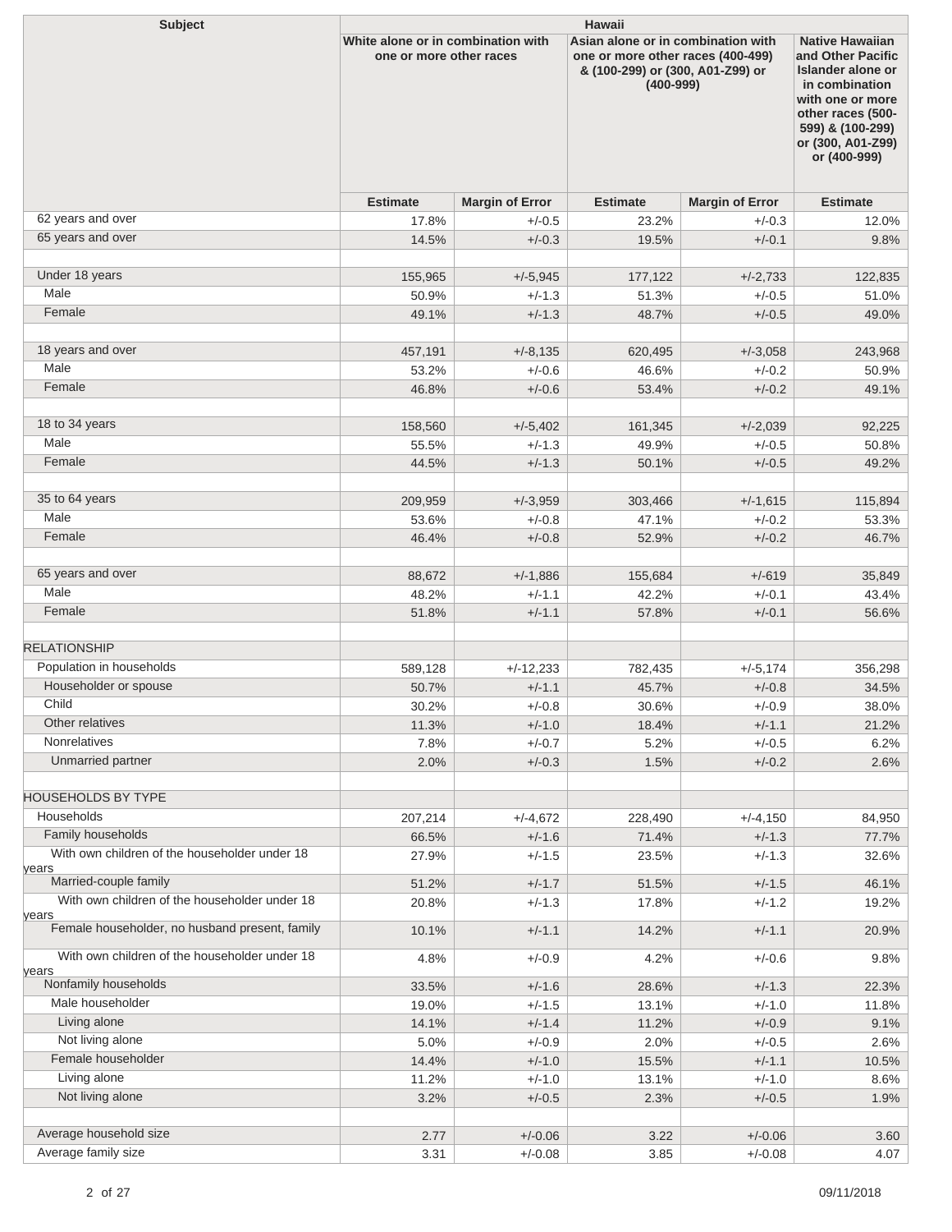| Subject | Hawaii | | | | |
|---|---|---|---|---|---|
| | White alone or in combination with one or more other races | | Asian alone or in combination with one or more other races (400-499) & (100-299) or (300, A01-Z99) or (400-999) | | Native Hawaiian and Other Pacific Islander alone or in combination with one or more other races (500-599) & (100-299) or (300, A01-Z99) or (400-999) |
| | Estimate | Margin of Error | Estimate | Margin of Error | Estimate |
| 62 years and over | 17.8% | +/-0.5 | 23.2% | +/-0.3 | 12.0% |
| 65 years and over | 14.5% | +/-0.3 | 19.5% | +/-0.1 | 9.8% |
| | | | | | |
| Under 18 years | 155,965 | +/-5,945 | 177,122 | +/-2,733 | 122,835 |
| Male | 50.9% | +/-1.3 | 51.3% | +/-0.5 | 51.0% |
| Female | 49.1% | +/-1.3 | 48.7% | +/-0.5 | 49.0% |
| | | | | | |
| 18 years and over | 457,191 | +/-8,135 | 620,495 | +/-3,058 | 243,968 |
| Male | 53.2% | +/-0.6 | 46.6% | +/-0.2 | 50.9% |
| Female | 46.8% | +/-0.6 | 53.4% | +/-0.2 | 49.1% |
| | | | | | |
| 18 to 34 years | 158,560 | +/-5,402 | 161,345 | +/-2,039 | 92,225 |
| Male | 55.5% | +/-1.3 | 49.9% | +/-0.5 | 50.8% |
| Female | 44.5% | +/-1.3 | 50.1% | +/-0.5 | 49.2% |
| | | | | | |
| 35 to 64 years | 209,959 | +/-3,959 | 303,466 | +/-1,615 | 115,894 |
| Male | 53.6% | +/-0.8 | 47.1% | +/-0.2 | 53.3% |
| Female | 46.4% | +/-0.8 | 52.9% | +/-0.2 | 46.7% |
| | | | | | |
| 65 years and over | 88,672 | +/-1,886 | 155,684 | +/-619 | 35,849 |
| Male | 48.2% | +/-1.1 | 42.2% | +/-0.1 | 43.4% |
| Female | 51.8% | +/-1.1 | 57.8% | +/-0.1 | 56.6% |
| | | | | | |
| RELATIONSHIP | | | | | |
| Population in households | 589,128 | +/-12,233 | 782,435 | +/-5,174 | 356,298 |
| Householder or spouse | 50.7% | +/-1.1 | 45.7% | +/-0.8 | 34.5% |
| Child | 30.2% | +/-0.8 | 30.6% | +/-0.9 | 38.0% |
| Other relatives | 11.3% | +/-1.0 | 18.4% | +/-1.1 | 21.2% |
| Nonrelatives | 7.8% | +/-0.7 | 5.2% | +/-0.5 | 6.2% |
| Unmarried partner | 2.0% | +/-0.3 | 1.5% | +/-0.2 | 2.6% |
| | | | | | |
| HOUSEHOLDS BY TYPE | | | | | |
| Households | 207,214 | +/-4,672 | 228,490 | +/-4,150 | 84,950 |
| Family households | 66.5% | +/-1.6 | 71.4% | +/-1.3 | 77.7% |
| With own children of the householder under 18 years | 27.9% | +/-1.5 | 23.5% | +/-1.3 | 32.6% |
| Married-couple family | 51.2% | +/-1.7 | 51.5% | +/-1.5 | 46.1% |
| With own children of the householder under 18 years | 20.8% | +/-1.3 | 17.8% | +/-1.2 | 19.2% |
| Female householder, no husband present, family | 10.1% | +/-1.1 | 14.2% | +/-1.1 | 20.9% |
| With own children of the householder under 18 years | 4.8% | +/-0.9 | 4.2% | +/-0.6 | 9.8% |
| Nonfamily households | 33.5% | +/-1.6 | 28.6% | +/-1.3 | 22.3% |
| Male householder | 19.0% | +/-1.5 | 13.1% | +/-1.0 | 11.8% |
| Living alone | 14.1% | +/-1.4 | 11.2% | +/-0.9 | 9.1% |
| Not living alone | 5.0% | +/-0.9 | 2.0% | +/-0.5 | 2.6% |
| Female householder | 14.4% | +/-1.0 | 15.5% | +/-1.1 | 10.5% |
| Living alone | 11.2% | +/-1.0 | 13.1% | +/-1.0 | 8.6% |
| Not living alone | 3.2% | +/-0.5 | 2.3% | +/-0.5 | 1.9% |
| | | | | | |
| Average household size | 2.77 | +/-0.06 | 3.22 | +/-0.06 | 3.60 |
| Average family size | 3.31 | +/-0.08 | 3.85 | +/-0.08 | 4.07 |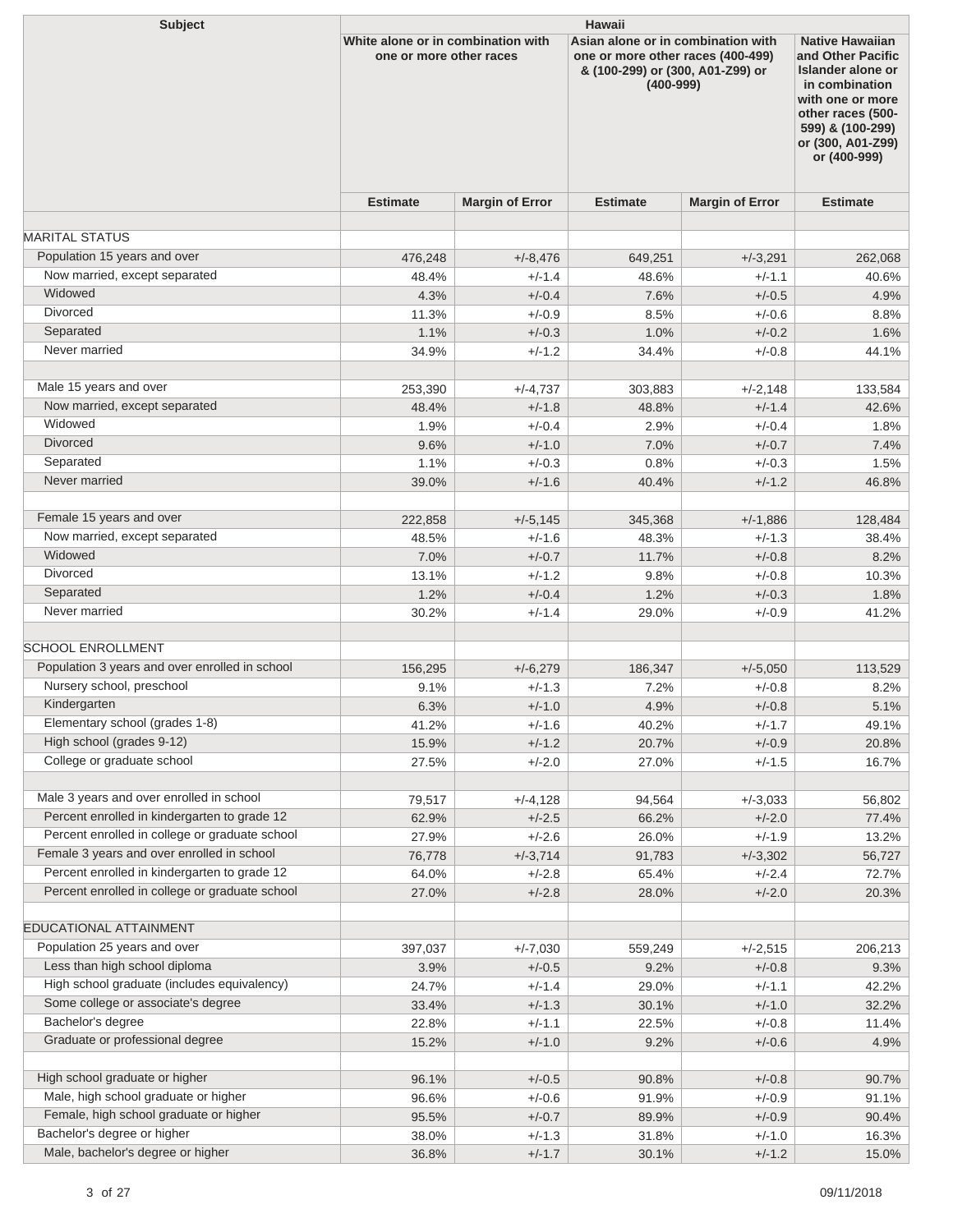| Subject | Hawaii | | | | |
|---|---|---|---|---|---|
| | White alone or in combination with one or more other races | | Asian alone or in combination with one or more other races (400-499) & (100-299) or (300, A01-Z99) or (400-999) | | Native Hawaiian and Other Pacific Islander alone or in combination with one or more other races (500-599) & (100-299) or (300, A01-Z99) or (400-999) |
| | Estimate | Margin of Error | Estimate | Margin of Error | Estimate |
| | | | | | |
| MARITAL STATUS | | | | | |
| Population 15 years and over | 476,248 | +/-8,476 | 649,251 | +/-3,291 | 262,068 |
| Now married, except separated | 48.4% | +/-1.4 | 48.6% | +/-1.1 | 40.6% |
| Widowed | 4.3% | +/-0.4 | 7.6% | +/-0.5 | 4.9% |
| Divorced | 11.3% | +/-0.9 | 8.5% | +/-0.6 | 8.8% |
| Separated | 1.1% | +/-0.3 | 1.0% | +/-0.2 | 1.6% |
| Never married | 34.9% | +/-1.2 | 34.4% | +/-0.8 | 44.1% |
| | | | | | |
| Male 15 years and over | 253,390 | +/-4,737 | 303,883 | +/-2,148 | 133,584 |
| Now married, except separated | 48.4% | +/-1.8 | 48.8% | +/-1.4 | 42.6% |
| Widowed | 1.9% | +/-0.4 | 2.9% | +/-0.4 | 1.8% |
| Divorced | 9.6% | +/-1.0 | 7.0% | +/-0.7 | 7.4% |
| Separated | 1.1% | +/-0.3 | 0.8% | +/-0.3 | 1.5% |
| Never married | 39.0% | +/-1.6 | 40.4% | +/-1.2 | 46.8% |
| | | | | | |
| Female 15 years and over | 222,858 | +/-5,145 | 345,368 | +/-1,886 | 128,484 |
| Now married, except separated | 48.5% | +/-1.6 | 48.3% | +/-1.3 | 38.4% |
| Widowed | 7.0% | +/-0.7 | 11.7% | +/-0.8 | 8.2% |
| Divorced | 13.1% | +/-1.2 | 9.8% | +/-0.8 | 10.3% |
| Separated | 1.2% | +/-0.4 | 1.2% | +/-0.3 | 1.8% |
| Never married | 30.2% | +/-1.4 | 29.0% | +/-0.9 | 41.2% |
| | | | | | |
| SCHOOL ENROLLMENT | | | | | |
| Population 3 years and over enrolled in school | 156,295 | +/-6,279 | 186,347 | +/-5,050 | 113,529 |
| Nursery school, preschool | 9.1% | +/-1.3 | 7.2% | +/-0.8 | 8.2% |
| Kindergarten | 6.3% | +/-1.0 | 4.9% | +/-0.8 | 5.1% |
| Elementary school (grades 1-8) | 41.2% | +/-1.6 | 40.2% | +/-1.7 | 49.1% |
| High school (grades 9-12) | 15.9% | +/-1.2 | 20.7% | +/-0.9 | 20.8% |
| College or graduate school | 27.5% | +/-2.0 | 27.0% | +/-1.5 | 16.7% |
| | | | | | |
| Male 3 years and over enrolled in school | 79,517 | +/-4,128 | 94,564 | +/-3,033 | 56,802 |
| Percent enrolled in kindergarten to grade 12 | 62.9% | +/-2.5 | 66.2% | +/-2.0 | 77.4% |
| Percent enrolled in college or graduate school | 27.9% | +/-2.6 | 26.0% | +/-1.9 | 13.2% |
| Female 3 years and over enrolled in school | 76,778 | +/-3,714 | 91,783 | +/-3,302 | 56,727 |
| Percent enrolled in kindergarten to grade 12 | 64.0% | +/-2.8 | 65.4% | +/-2.4 | 72.7% |
| Percent enrolled in college or graduate school | 27.0% | +/-2.8 | 28.0% | +/-2.0 | 20.3% |
| | | | | | |
| EDUCATIONAL ATTAINMENT | | | | | |
| Population 25 years and over | 397,037 | +/-7,030 | 559,249 | +/-2,515 | 206,213 |
| Less than high school diploma | 3.9% | +/-0.5 | 9.2% | +/-0.8 | 9.3% |
| High school graduate (includes equivalency) | 24.7% | +/-1.4 | 29.0% | +/-1.1 | 42.2% |
| Some college or associate's degree | 33.4% | +/-1.3 | 30.1% | +/-1.0 | 32.2% |
| Bachelor's degree | 22.8% | +/-1.1 | 22.5% | +/-0.8 | 11.4% |
| Graduate or professional degree | 15.2% | +/-1.0 | 9.2% | +/-0.6 | 4.9% |
| | | | | | |
| High school graduate or higher | 96.1% | +/-0.5 | 90.8% | +/-0.8 | 90.7% |
| Male, high school graduate or higher | 96.6% | +/-0.6 | 91.9% | +/-0.9 | 91.1% |
| Female, high school graduate or higher | 95.5% | +/-0.7 | 89.9% | +/-0.9 | 90.4% |
| Bachelor's degree or higher | 38.0% | +/-1.3 | 31.8% | +/-1.0 | 16.3% |
| Male, bachelor's degree or higher | 36.8% | +/-1.7 | 30.1% | +/-1.2 | 15.0% |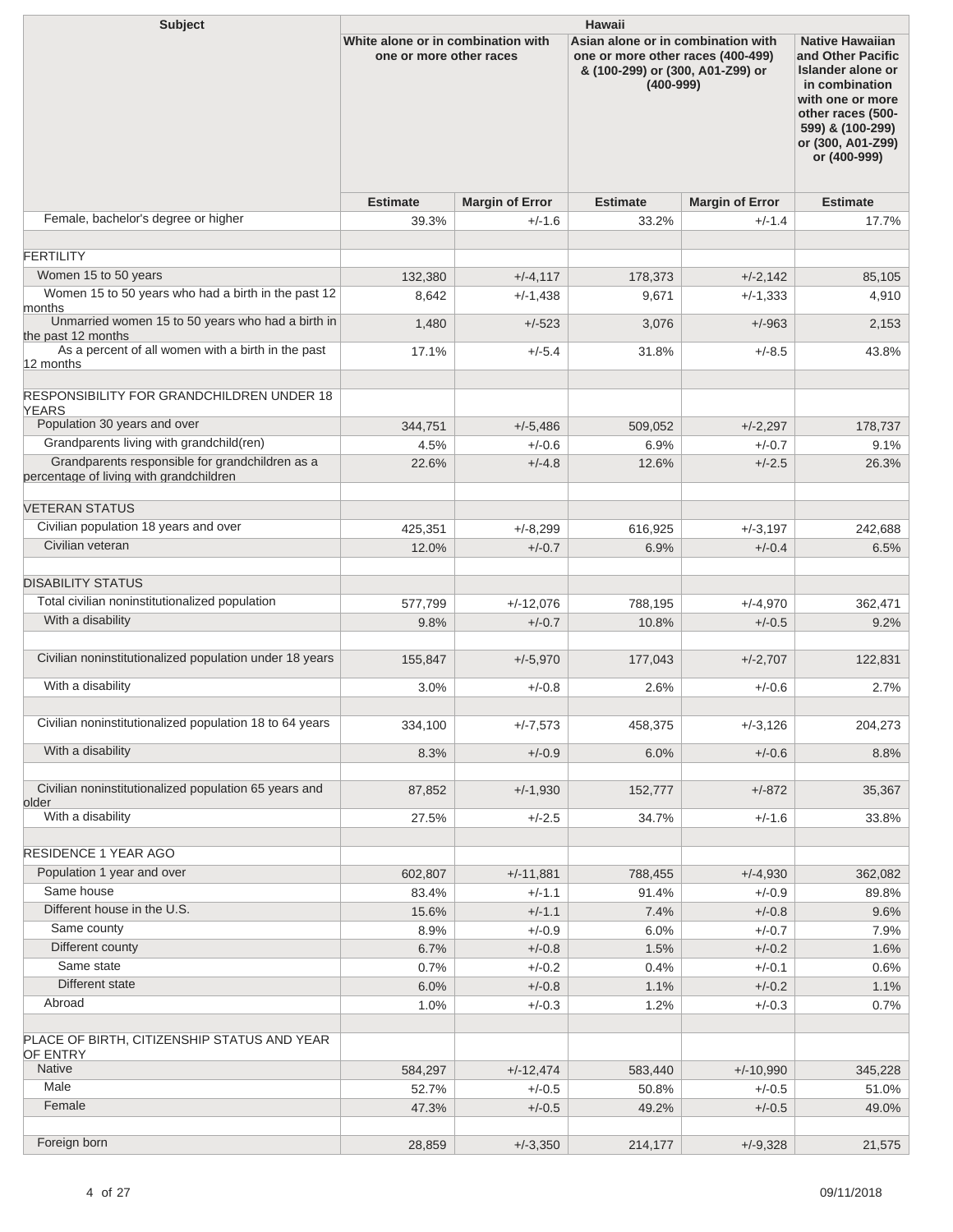| Subject | Hawaii | | | | |
|---|---|---|---|---|---|
| | White alone or in combination with one or more other races | | Asian alone or in combination with one or more other races (400-499) & (100-299) or (300, A01-Z99) or (400-999) | | Native Hawaiian and Other Pacific Islander alone or in combination with one or more other races (500-599) & (100-299) or (300, A01-Z99) or (400-999) |
| | Estimate | Margin of Error | Estimate | Margin of Error | Estimate |
| Female, bachelor's degree or higher | 39.3% | +/-1.6 | 33.2% | +/-1.4 | 17.7% |
| | | | | | |
| FERTILITY | | | | | |
| Women 15 to 50 years | 132,380 | +/-4,117 | 178,373 | +/-2,142 | 85,105 |
| Women 15 to 50 years who had a birth in the past 12 months | 8,642 | +/-1,438 | 9,671 | +/-1,333 | 4,910 |
| Unmarried women 15 to 50 years who had a birth in the past 12 months | 1,480 | +/-523 | 3,076 | +/-963 | 2,153 |
| As a percent of all women with a birth in the past 12 months | 17.1% | +/-5.4 | 31.8% | +/-8.5 | 43.8% |
| | | | | | |
| RESPONSIBILITY FOR GRANDCHILDREN UNDER 18 YEARS | | | | | |
| Population 30 years and over | 344,751 | +/-5,486 | 509,052 | +/-2,297 | 178,737 |
| Grandparents living with grandchild(ren) | 4.5% | +/-0.6 | 6.9% | +/-0.7 | 9.1% |
| Grandparents responsible for grandchildren as a percentage of living with grandchildren | 22.6% | +/-4.8 | 12.6% | +/-2.5 | 26.3% |
| | | | | | |
| VETERAN STATUS | | | | | |
| Civilian population 18 years and over | 425,351 | +/-8,299 | 616,925 | +/-3,197 | 242,688 |
| Civilian veteran | 12.0% | +/-0.7 | 6.9% | +/-0.4 | 6.5% |
| | | | | | |
| DISABILITY STATUS | | | | | |
| Total civilian noninstitutionalized population | 577,799 | +/-12,076 | 788,195 | +/-4,970 | 362,471 |
| With a disability | 9.8% | +/-0.7 | 10.8% | +/-0.5 | 9.2% |
| | | | | | |
| Civilian noninstitutionalized population under 18 years | 155,847 | +/-5,970 | 177,043 | +/-2,707 | 122,831 |
| With a disability | 3.0% | +/-0.8 | 2.6% | +/-0.6 | 2.7% |
| | | | | | |
| Civilian noninstitutionalized population 18 to 64 years | 334,100 | +/-7,573 | 458,375 | +/-3,126 | 204,273 |
| With a disability | 8.3% | +/-0.9 | 6.0% | +/-0.6 | 8.8% |
| | | | | | |
| Civilian noninstitutionalized population 65 years and older | 87,852 | +/-1,930 | 152,777 | +/-872 | 35,367 |
| With a disability | 27.5% | +/-2.5 | 34.7% | +/-1.6 | 33.8% |
| | | | | | |
| RESIDENCE 1 YEAR AGO | | | | | |
| Population 1 year and over | 602,807 | +/-11,881 | 788,455 | +/-4,930 | 362,082 |
| Same house | 83.4% | +/-1.1 | 91.4% | +/-0.9 | 89.8% |
| Different house in the U.S. | 15.6% | +/-1.1 | 7.4% | +/-0.8 | 9.6% |
| Same county | 8.9% | +/-0.9 | 6.0% | +/-0.7 | 7.9% |
| Different county | 6.7% | +/-0.8 | 1.5% | +/-0.2 | 1.6% |
| Same state | 0.7% | +/-0.2 | 0.4% | +/-0.1 | 0.6% |
| Different state | 6.0% | +/-0.8 | 1.1% | +/-0.2 | 1.1% |
| Abroad | 1.0% | +/-0.3 | 1.2% | +/-0.3 | 0.7% |
| | | | | | |
| PLACE OF BIRTH, CITIZENSHIP STATUS AND YEAR OF ENTRY | | | | | |
| Native | 584,297 | +/-12,474 | 583,440 | +/-10,990 | 345,228 |
| Male | 52.7% | +/-0.5 | 50.8% | +/-0.5 | 51.0% |
| Female | 47.3% | +/-0.5 | 49.2% | +/-0.5 | 49.0% |
| | | | | | |
| Foreign born | 28,859 | +/-3,350 | 214,177 | +/-9,328 | 21,575 |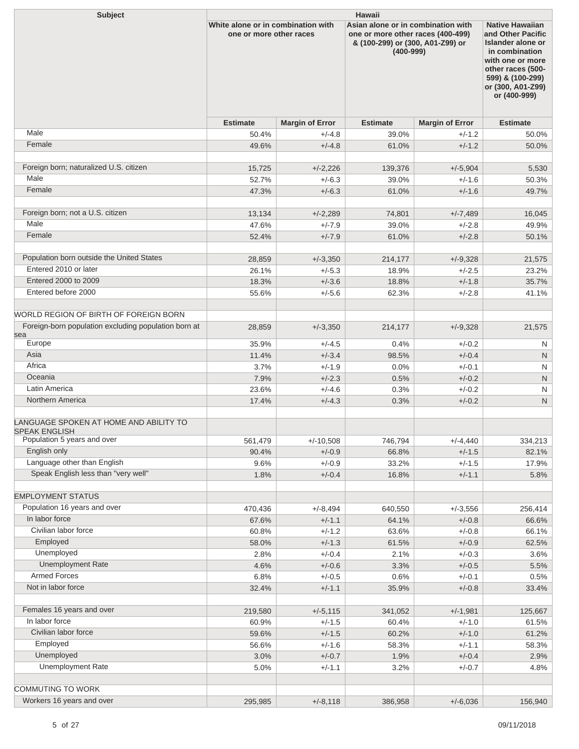| Subject | Hawaii | | | | |
|---|---|---|---|---|---|
| | White alone or in combination with one or more other races | | Asian alone or in combination with one or more other races (400-499) & (100-299) or (300, A01-Z99) or (400-999) | | Native Hawaiian and Other Pacific Islander alone or in combination with one or more other races (500-599) & (100-299) or (300, A01-Z99) or (400-999) |
| | Estimate | Margin of Error | Estimate | Margin of Error | Estimate |
| Male | 50.4% | +/-4.8 | 39.0% | +/-1.2 | 50.0% |
| Female | 49.6% | +/-4.8 | 61.0% | +/-1.2 | 50.0% |
| | | | | | |
| Foreign born; naturalized U.S. citizen | 15,725 | +/-2,226 | 139,376 | +/-5,904 | 5,530 |
| Male | 52.7% | +/-6.3 | 39.0% | +/-1.6 | 50.3% |
| Female | 47.3% | +/-6.3 | 61.0% | +/-1.6 | 49.7% |
| | | | | | |
| Foreign born; not a U.S. citizen | 13,134 | +/-2,289 | 74,801 | +/-7,489 | 16,045 |
| Male | 47.6% | +/-7.9 | 39.0% | +/-2.8 | 49.9% |
| Female | 52.4% | +/-7.9 | 61.0% | +/-2.8 | 50.1% |
| | | | | | |
| Population born outside the United States | 28,859 | +/-3,350 | 214,177 | +/-9,328 | 21,575 |
| Entered 2010 or later | 26.1% | +/-5.3 | 18.9% | +/-2.5 | 23.2% |
| Entered 2000 to 2009 | 18.3% | +/-3.6 | 18.8% | +/-1.8 | 35.7% |
| Entered before 2000 | 55.6% | +/-5.6 | 62.3% | +/-2.8 | 41.1% |
| | | | | | |
| WORLD REGION OF BIRTH OF FOREIGN BORN | | | | | |
| Foreign-born population excluding population born at sea | 28,859 | +/-3,350 | 214,177 | +/-9,328 | 21,575 |
| Europe | 35.9% | +/-4.5 | 0.4% | +/-0.2 | N |
| Asia | 11.4% | +/-3.4 | 98.5% | +/-0.4 | N |
| Africa | 3.7% | +/-1.9 | 0.0% | +/-0.1 | N |
| Oceania | 7.9% | +/-2.3 | 0.5% | +/-0.2 | N |
| Latin America | 23.6% | +/-4.6 | 0.3% | +/-0.2 | N |
| Northern America | 17.4% | +/-4.3 | 0.3% | +/-0.2 | N |
| | | | | | |
| LANGUAGE SPOKEN AT HOME AND ABILITY TO SPEAK ENGLISH | | | | | |
| Population 5 years and over | 561,479 | +/-10,508 | 746,794 | +/-4,440 | 334,213 |
| English only | 90.4% | +/-0.9 | 66.8% | +/-1.5 | 82.1% |
| Language other than English | 9.6% | +/-0.9 | 33.2% | +/-1.5 | 17.9% |
| Speak English less than "very well" | 1.8% | +/-0.4 | 16.8% | +/-1.1 | 5.8% |
| | | | | | |
| EMPLOYMENT STATUS | | | | | |
| Population 16 years and over | 470,436 | +/-8,494 | 640,550 | +/-3,556 | 256,414 |
| In labor force | 67.6% | +/-1.1 | 64.1% | +/-0.8 | 66.6% |
| Civilian labor force | 60.8% | +/-1.2 | 63.6% | +/-0.8 | 66.1% |
| Employed | 58.0% | +/-1.3 | 61.5% | +/-0.9 | 62.5% |
| Unemployed | 2.8% | +/-0.4 | 2.1% | +/-0.3 | 3.6% |
| Unemployment Rate | 4.6% | +/-0.6 | 3.3% | +/-0.5 | 5.5% |
| Armed Forces | 6.8% | +/-0.5 | 0.6% | +/-0.1 | 0.5% |
| Not in labor force | 32.4% | +/-1.1 | 35.9% | +/-0.8 | 33.4% |
| | | | | | |
| Females 16 years and over | 219,580 | +/-5,115 | 341,052 | +/-1,981 | 125,667 |
| In labor force | 60.9% | +/-1.5 | 60.4% | +/-1.0 | 61.5% |
| Civilian labor force | 59.6% | +/-1.5 | 60.2% | +/-1.0 | 61.2% |
| Employed | 56.6% | +/-1.6 | 58.3% | +/-1.1 | 58.3% |
| Unemployed | 3.0% | +/-0.7 | 1.9% | +/-0.4 | 2.9% |
| Unemployment Rate | 5.0% | +/-1.1 | 3.2% | +/-0.7 | 4.8% |
| | | | | | |
| COMMUTING TO WORK | | | | | |
| Workers 16 years and over | 295,985 | +/-8,118 | 386,958 | +/-6,036 | 156,940 |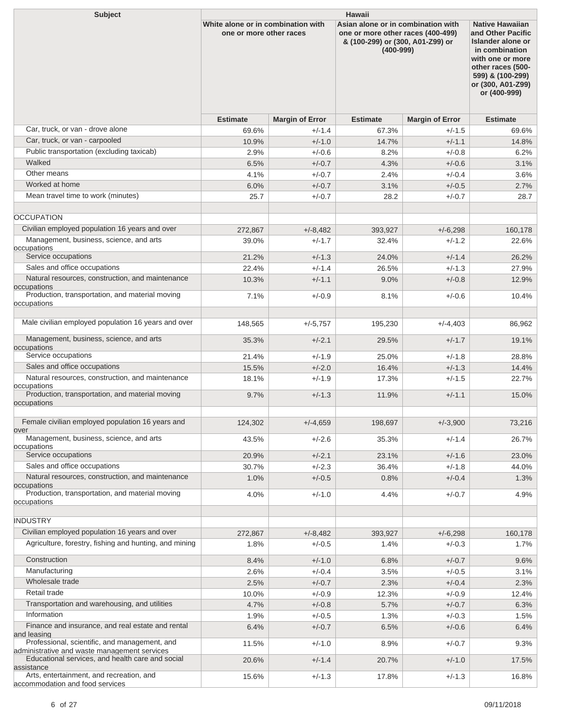| Subject | Hawaii | | | | |
|---|---|---|---|---|---|
| | White alone or in combination with one or more other races | | Asian alone or in combination with one or more other races (400-499) & (100-299) or (300, A01-Z99) or (400-999) | | Native Hawaiian and Other Pacific Islander alone or in combination with one or more other races (500-599) & (100-299) or (300, A01-Z99) or (400-999) |
| | Estimate | Margin of Error | Estimate | Margin of Error | Estimate |
| Car, truck, or van - drove alone | 69.6% | +/-1.4 | 67.3% | +/-1.5 | 69.6% |
| Car, truck, or van - carpooled | 10.9% | +/-1.0 | 14.7% | +/-1.1 | 14.8% |
| Public transportation (excluding taxicab) | 2.9% | +/-0.6 | 8.2% | +/-0.8 | 6.2% |
| Walked | 6.5% | +/-0.7 | 4.3% | +/-0.6 | 3.1% |
| Other means | 4.1% | +/-0.7 | 2.4% | +/-0.4 | 3.6% |
| Worked at home | 6.0% | +/-0.7 | 3.1% | +/-0.5 | 2.7% |
| Mean travel time to work (minutes) | 25.7 | +/-0.7 | 28.2 | +/-0.7 | 28.7 |
| | | | | | |
| OCCUPATION | | | | | |
| Civilian employed population 16 years and over | 272,867 | +/-8,482 | 393,927 | +/-6,298 | 160,178 |
| Management, business, science, and arts occupations | 39.0% | +/-1.7 | 32.4% | +/-1.2 | 22.6% |
| Service occupations | 21.2% | +/-1.3 | 24.0% | +/-1.4 | 26.2% |
| Sales and office occupations | 22.4% | +/-1.4 | 26.5% | +/-1.3 | 27.9% |
| Natural resources, construction, and maintenance occupations | 10.3% | +/-1.1 | 9.0% | +/-0.8 | 12.9% |
| Production, transportation, and material moving occupations | 7.1% | +/-0.9 | 8.1% | +/-0.6 | 10.4% |
| | | | | | |
| Male civilian employed population 16 years and over | 148,565 | +/-5,757 | 195,230 | +/-4,403 | 86,962 |
| Management, business, science, and arts occupations | 35.3% | +/-2.1 | 29.5% | +/-1.7 | 19.1% |
| Service occupations | 21.4% | +/-1.9 | 25.0% | +/-1.8 | 28.8% |
| Sales and office occupations | 15.5% | +/-2.0 | 16.4% | +/-1.3 | 14.4% |
| Natural resources, construction, and maintenance occupations | 18.1% | +/-1.9 | 17.3% | +/-1.5 | 22.7% |
| Production, transportation, and material moving occupations | 9.7% | +/-1.3 | 11.9% | +/-1.1 | 15.0% |
| | | | | | |
| Female civilian employed population 16 years and over | 124,302 | +/-4,659 | 198,697 | +/-3,900 | 73,216 |
| Management, business, science, and arts occupations | 43.5% | +/-2.6 | 35.3% | +/-1.4 | 26.7% |
| Service occupations | 20.9% | +/-2.1 | 23.1% | +/-1.6 | 23.0% |
| Sales and office occupations | 30.7% | +/-2.3 | 36.4% | +/-1.8 | 44.0% |
| Natural resources, construction, and maintenance occupations | 1.0% | +/-0.5 | 0.8% | +/-0.4 | 1.3% |
| Production, transportation, and material moving occupations | 4.0% | +/-1.0 | 4.4% | +/-0.7 | 4.9% |
| | | | | | |
| INDUSTRY | | | | | |
| Civilian employed population 16 years and over | 272,867 | +/-8,482 | 393,927 | +/-6,298 | 160,178 |
| Agriculture, forestry, fishing and hunting, and mining | 1.8% | +/-0.5 | 1.4% | +/-0.3 | 1.7% |
| Construction | 8.4% | +/-1.0 | 6.8% | +/-0.7 | 9.6% |
| Manufacturing | 2.6% | +/-0.4 | 3.5% | +/-0.5 | 3.1% |
| Wholesale trade | 2.5% | +/-0.7 | 2.3% | +/-0.4 | 2.3% |
| Retail trade | 10.0% | +/-0.9 | 12.3% | +/-0.9 | 12.4% |
| Transportation and warehousing, and utilities | 4.7% | +/-0.8 | 5.7% | +/-0.7 | 6.3% |
| Information | 1.9% | +/-0.5 | 1.3% | +/-0.3 | 1.5% |
| Finance and insurance, and real estate and rental and leasing | 6.4% | +/-0.7 | 6.5% | +/-0.6 | 6.4% |
| Professional, scientific, and management, and administrative and waste management services | 11.5% | +/-1.0 | 8.9% | +/-0.7 | 9.3% |
| Educational services, and health care and social assistance | 20.6% | +/-1.4 | 20.7% | +/-1.0 | 17.5% |
| Arts, entertainment, and recreation, and accommodation and food services | 15.6% | +/-1.3 | 17.8% | +/-1.3 | 16.8% |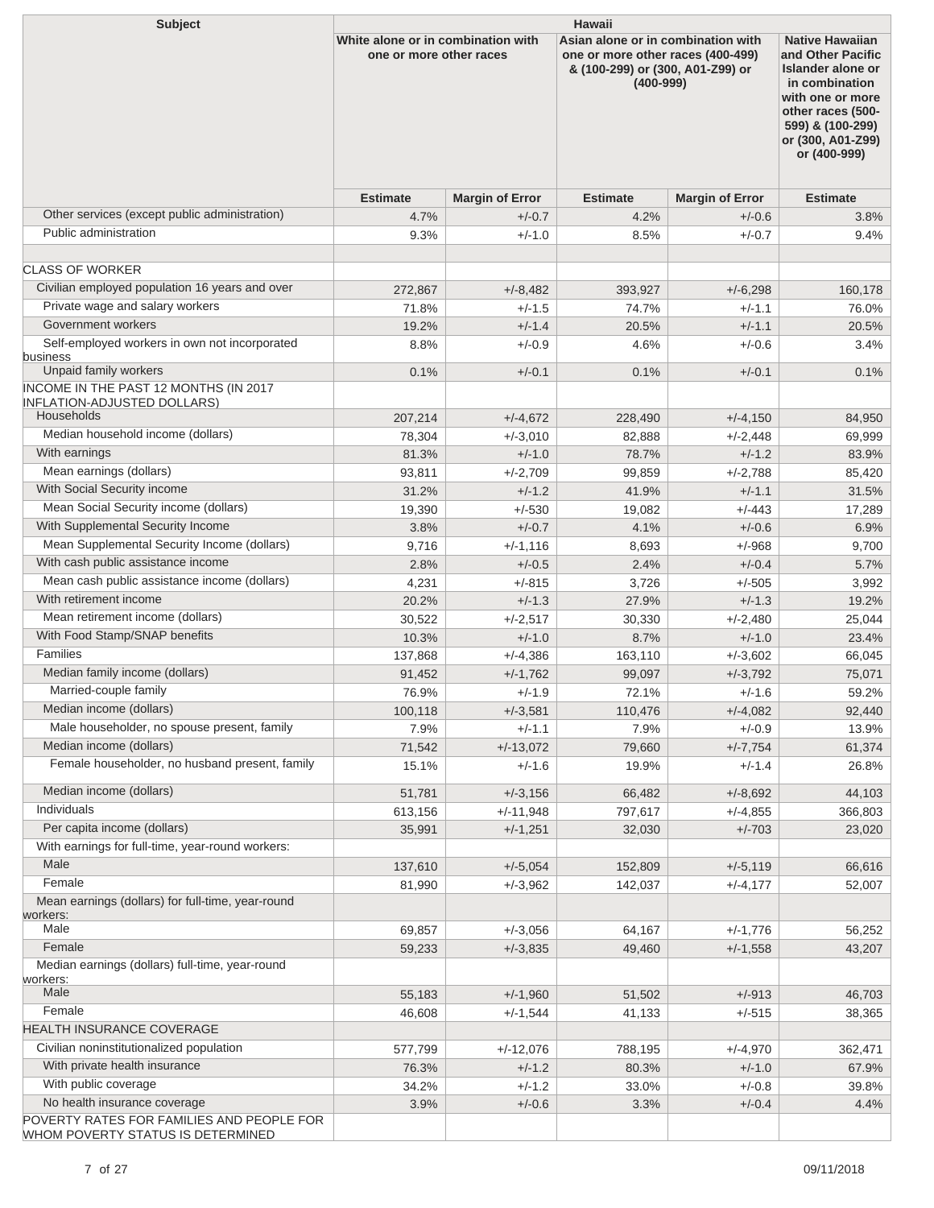| Subject | Hawaii | | | | |
|---|---|---|---|---|---|
| | White alone or in combination with one or more other races | | Asian alone or in combination with one or more other races (400-499) & (100-299) or (300, A01-Z99) or (400-999) | | Native Hawaiian and Other Pacific Islander alone or in combination with one or more other races (500-599) & (100-299) or (300, A01-Z99) or (400-999) |
| | Estimate | Margin of Error | Estimate | Margin of Error | Estimate |
| Other services (except public administration) | 4.7% | +/-0.7 | 4.2% | +/-0.6 | 3.8% |
| Public administration | 9.3% | +/-1.0 | 8.5% | +/-0.7 | 9.4% |
| | | | | | |
| CLASS OF WORKER | | | | | |
| Civilian employed population 16 years and over | 272,867 | +/-8,482 | 393,927 | +/-6,298 | 160,178 |
| Private wage and salary workers | 71.8% | +/-1.5 | 74.7% | +/-1.1 | 76.0% |
| Government workers | 19.2% | +/-1.4 | 20.5% | +/-1.1 | 20.5% |
| Self-employed workers in own not incorporated business | 8.8% | +/-0.9 | 4.6% | +/-0.6 | 3.4% |
| Unpaid family workers | 0.1% | +/-0.1 | 0.1% | +/-0.1 | 0.1% |
| INCOME IN THE PAST 12 MONTHS (IN 2017 INFLATION-ADJUSTED DOLLARS) | | | | | |
| Households | 207,214 | +/-4,672 | 228,490 | +/-4,150 | 84,950 |
| Median household income (dollars) | 78,304 | +/-3,010 | 82,888 | +/-2,448 | 69,999 |
| With earnings | 81.3% | +/-1.0 | 78.7% | +/-1.2 | 83.9% |
| Mean earnings (dollars) | 93,811 | +/-2,709 | 99,859 | +/-2,788 | 85,420 |
| With Social Security income | 31.2% | +/-1.2 | 41.9% | +/-1.1 | 31.5% |
| Mean Social Security income (dollars) | 19,390 | +/-530 | 19,082 | +/-443 | 17,289 |
| With Supplemental Security Income | 3.8% | +/-0.7 | 4.1% | +/-0.6 | 6.9% |
| Mean Supplemental Security Income (dollars) | 9,716 | +/-1,116 | 8,693 | +/-968 | 9,700 |
| With cash public assistance income | 2.8% | +/-0.5 | 2.4% | +/-0.4 | 5.7% |
| Mean cash public assistance income (dollars) | 4,231 | +/-815 | 3,726 | +/-505 | 3,992 |
| With retirement income | 20.2% | +/-1.3 | 27.9% | +/-1.3 | 19.2% |
| Mean retirement income (dollars) | 30,522 | +/-2,517 | 30,330 | +/-2,480 | 25,044 |
| With Food Stamp/SNAP benefits | 10.3% | +/-1.0 | 8.7% | +/-1.0 | 23.4% |
| Families | 137,868 | +/-4,386 | 163,110 | +/-3,602 | 66,045 |
| Median family income (dollars) | 91,452 | +/-1,762 | 99,097 | +/-3,792 | 75,071 |
| Married-couple family | 76.9% | +/-1.9 | 72.1% | +/-1.6 | 59.2% |
| Median income (dollars) | 100,118 | +/-3,581 | 110,476 | +/-4,082 | 92,440 |
| Male householder, no spouse present, family | 7.9% | +/-1.1 | 7.9% | +/-0.9 | 13.9% |
| Median income (dollars) | 71,542 | +/-13,072 | 79,660 | +/-7,754 | 61,374 |
| Female householder, no husband present, family | 15.1% | +/-1.6 | 19.9% | +/-1.4 | 26.8% |
| Median income (dollars) | 51,781 | +/-3,156 | 66,482 | +/-8,692 | 44,103 |
| Individuals | 613,156 | +/-11,948 | 797,617 | +/-4,855 | 366,803 |
| Per capita income (dollars) | 35,991 | +/-1,251 | 32,030 | +/-703 | 23,020 |
| With earnings for full-time, year-round workers: | | | | | |
| Male | 137,610 | +/-5,054 | 152,809 | +/-5,119 | 66,616 |
| Female | 81,990 | +/-3,962 | 142,037 | +/-4,177 | 52,007 |
| Mean earnings (dollars) for full-time, year-round workers: | | | | | |
| Male | 69,857 | +/-3,056 | 64,167 | +/-1,776 | 56,252 |
| Female | 59,233 | +/-3,835 | 49,460 | +/-1,558 | 43,207 |
| Median earnings (dollars) full-time, year-round workers: | | | | | |
| Male | 55,183 | +/-1,960 | 51,502 | +/-913 | 46,703 |
| Female | 46,608 | +/-1,544 | 41,133 | +/-515 | 38,365 |
| HEALTH INSURANCE COVERAGE | | | | | |
| Civilian noninstitutionalized population | 577,799 | +/-12,076 | 788,195 | +/-4,970 | 362,471 |
| With private health insurance | 76.3% | +/-1.2 | 80.3% | +/-1.0 | 67.9% |
| With public coverage | 34.2% | +/-1.2 | 33.0% | +/-0.8 | 39.8% |
| No health insurance coverage | 3.9% | +/-0.6 | 3.3% | +/-0.4 | 4.4% |
| POVERTY RATES FOR FAMILIES AND PEOPLE FOR WHOM POVERTY STATUS IS DETERMINED | | | | | |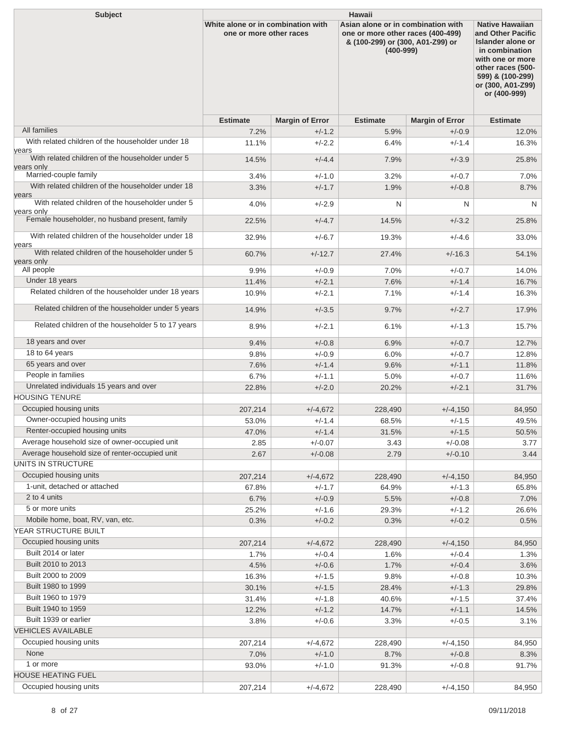| Subject | Hawaii | | | | |
|---|---|---|---|---|---|
| | White alone or in combination with one or more other races | | Asian alone or in combination with one or more other races (400-499) & (100-299) or (300, A01-Z99) or (400-999) | | Native Hawaiian and Other Pacific Islander alone or in combination with one or more other races (500-599) & (100-299) or (300, A01-Z99) or (400-999) |
| | Estimate | Margin of Error | Estimate | Margin of Error | Estimate |
| All families | 7.2% | +/-1.2 | 5.9% | +/-0.9 | 12.0% |
| With related children of the householder under 18 years | 11.1% | +/-2.2 | 6.4% | +/-1.4 | 16.3% |
| With related children of the householder under 5 years only | 14.5% | +/-4.4 | 7.9% | +/-3.9 | 25.8% |
| Married-couple family | 3.4% | +/-1.0 | 3.2% | +/-0.7 | 7.0% |
| With related children of the householder under 18 years | 3.3% | +/-1.7 | 1.9% | +/-0.8 | 8.7% |
| With related children of the householder under 5 years only | 4.0% | +/-2.9 | N | N | N |
| Female householder, no husband present, family | 22.5% | +/-4.7 | 14.5% | +/-3.2 | 25.8% |
| With related children of the householder under 18 years | 32.9% | +/-6.7 | 19.3% | +/-4.6 | 33.0% |
| With related children of the householder under 5 years only | 60.7% | +/-12.7 | 27.4% | +/-16.3 | 54.1% |
| All people | 9.9% | +/-0.9 | 7.0% | +/-0.7 | 14.0% |
| Under 18 years | 11.4% | +/-2.1 | 7.6% | +/-1.4 | 16.7% |
| Related children of the householder under 18 years | 10.9% | +/-2.1 | 7.1% | +/-1.4 | 16.3% |
| Related children of the householder under 5 years | 14.9% | +/-3.5 | 9.7% | +/-2.7 | 17.9% |
| Related children of the householder 5 to 17 years | 8.9% | +/-2.1 | 6.1% | +/-1.3 | 15.7% |
| 18 years and over | 9.4% | +/-0.8 | 6.9% | +/-0.7 | 12.7% |
| 18 to 64 years | 9.8% | +/-0.9 | 6.0% | +/-0.7 | 12.8% |
| 65 years and over | 7.6% | +/-1.4 | 9.6% | +/-1.1 | 11.8% |
| People in families | 6.7% | +/-1.1 | 5.0% | +/-0.7 | 11.6% |
| Unrelated individuals 15 years and over | 22.8% | +/-2.0 | 20.2% | +/-2.1 | 31.7% |
| HOUSING TENURE | | | | | |
| Occupied housing units | 207,214 | +/-4,672 | 228,490 | +/-4,150 | 84,950 |
| Owner-occupied housing units | 53.0% | +/-1.4 | 68.5% | +/-1.5 | 49.5% |
| Renter-occupied housing units | 47.0% | +/-1.4 | 31.5% | +/-1.5 | 50.5% |
| Average household size of owner-occupied unit | 2.85 | +/-0.07 | 3.43 | +/-0.08 | 3.77 |
| Average household size of renter-occupied unit | 2.67 | +/-0.08 | 2.79 | +/-0.10 | 3.44 |
| UNITS IN STRUCTURE | | | | | |
| Occupied housing units | 207,214 | +/-4,672 | 228,490 | +/-4,150 | 84,950 |
| 1-unit, detached or attached | 67.8% | +/-1.7 | 64.9% | +/-1.3 | 65.8% |
| 2 to 4 units | 6.7% | +/-0.9 | 5.5% | +/-0.8 | 7.0% |
| 5 or more units | 25.2% | +/-1.6 | 29.3% | +/-1.2 | 26.6% |
| Mobile home, boat, RV, van, etc. | 0.3% | +/-0.2 | 0.3% | +/-0.2 | 0.5% |
| YEAR STRUCTURE BUILT | | | | | |
| Occupied housing units | 207,214 | +/-4,672 | 228,490 | +/-4,150 | 84,950 |
| Built 2014 or later | 1.7% | +/-0.4 | 1.6% | +/-0.4 | 1.3% |
| Built 2010 to 2013 | 4.5% | +/-0.6 | 1.7% | +/-0.4 | 3.6% |
| Built 2000 to 2009 | 16.3% | +/-1.5 | 9.8% | +/-0.8 | 10.3% |
| Built 1980 to 1999 | 30.1% | +/-1.5 | 28.4% | +/-1.3 | 29.8% |
| Built 1960 to 1979 | 31.4% | +/-1.8 | 40.6% | +/-1.5 | 37.4% |
| Built 1940 to 1959 | 12.2% | +/-1.2 | 14.7% | +/-1.1 | 14.5% |
| Built 1939 or earlier | 3.8% | +/-0.6 | 3.3% | +/-0.5 | 3.1% |
| VEHICLES AVAILABLE | | | | | |
| Occupied housing units | 207,214 | +/-4,672 | 228,490 | +/-4,150 | 84,950 |
| None | 7.0% | +/-1.0 | 8.7% | +/-0.8 | 8.3% |
| 1 or more | 93.0% | +/-1.0 | 91.3% | +/-0.8 | 91.7% |
| HOUSE HEATING FUEL | | | | | |
| Occupied housing units | 207,214 | +/-4,672 | 228,490 | +/-4,150 | 84,950 |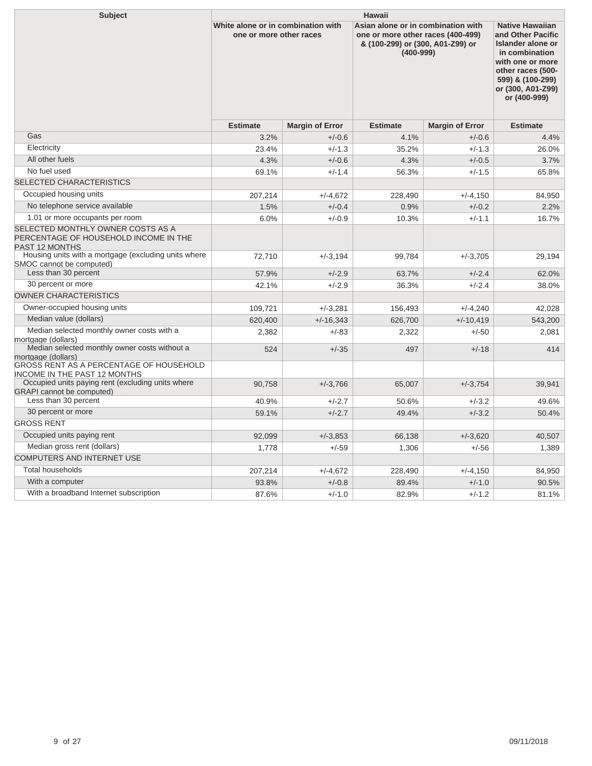| Subject | Hawaii | | | | |
|---|---|---|---|---|---|
| | White alone or in combination with one or more other races | | Asian alone or in combination with one or more other races (400-499) & (100-299) or (300, A01-Z99) or (400-999) | | Native Hawaiian and Other Pacific Islander alone or in combination with one or more other races (500-599) & (100-299) or (300, A01-Z99) or (400-999) |
| | Estimate | Margin of Error | Estimate | Margin of Error | Estimate |
| Gas | 3.2% | +/-0.6 | 4.1% | +/-0.6 | 4.4% |
| Electricity | 23.4% | +/-1.3 | 35.2% | +/-1.3 | 26.0% |
| All other fuels | 4.3% | +/-0.6 | 4.3% | +/-0.5 | 3.7% |
| No fuel used | 69.1% | +/-1.4 | 56.3% | +/-1.5 | 65.8% |
| SELECTED CHARACTERISTICS | | | | | |
| Occupied housing units | 207,214 | +/-4,672 | 228,490 | +/-4,150 | 84,950 |
| No telephone service available | 1.5% | +/-0.4 | 0.9% | +/-0.2 | 2.2% |
| 1.01 or more occupants per room | 6.0% | +/-0.9 | 10.3% | +/-1.1 | 16.7% |
| SELECTED MONTHLY OWNER COSTS AS A PERCENTAGE OF HOUSEHOLD INCOME IN THE PAST 12 MONTHS | | | | | |
| Housing units with a mortgage (excluding units where SMOC cannot be computed) | 72,710 | +/-3,194 | 99,784 | +/-3,705 | 29,194 |
| Less than 30 percent | 57.9% | +/-2.9 | 63.7% | +/-2.4 | 62.0% |
| 30 percent or more | 42.1% | +/-2.9 | 36.3% | +/-2.4 | 38.0% |
| OWNER CHARACTERISTICS | | | | | |
| Owner-occupied housing units | 109,721 | +/-3,281 | 156,493 | +/-4,240 | 42,028 |
| Median value (dollars) | 620,400 | +/-16,343 | 626,700 | +/-10,419 | 543,200 |
| Median selected monthly owner costs with a mortgage (dollars) | 2,382 | +/-83 | 2,322 | +/-50 | 2,081 |
| Median selected monthly owner costs without a mortgage (dollars) | 524 | +/-35 | 497 | +/-18 | 414 |
| GROSS RENT AS A PERCENTAGE OF HOUSEHOLD INCOME IN THE PAST 12 MONTHS | | | | | |
| Occupied units paying rent (excluding units where GRAPI cannot be computed) | 90,758 | +/-3,766 | 65,007 | +/-3,754 | 39,941 |
| Less than 30 percent | 40.9% | +/-2.7 | 50.6% | +/-3.2 | 49.6% |
| 30 percent or more | 59.1% | +/-2.7 | 49.4% | +/-3.2 | 50.4% |
| GROSS RENT | | | | | |
| Occupied units paying rent | 92,099 | +/-3,853 | 66,138 | +/-3,620 | 40,507 |
| Median gross rent (dollars) | 1,778 | +/-59 | 1,306 | +/-56 | 1,389 |
| COMPUTERS AND INTERNET USE | | | | | |
| Total households | 207,214 | +/-4,672 | 228,490 | +/-4,150 | 84,950 |
| With a computer | 93.8% | +/-0.8 | 89.4% | +/-1.0 | 90.5% |
| With a broadband Internet subscription | 87.6% | +/-1.0 | 82.9% | +/-1.2 | 81.1% |

09/11/2018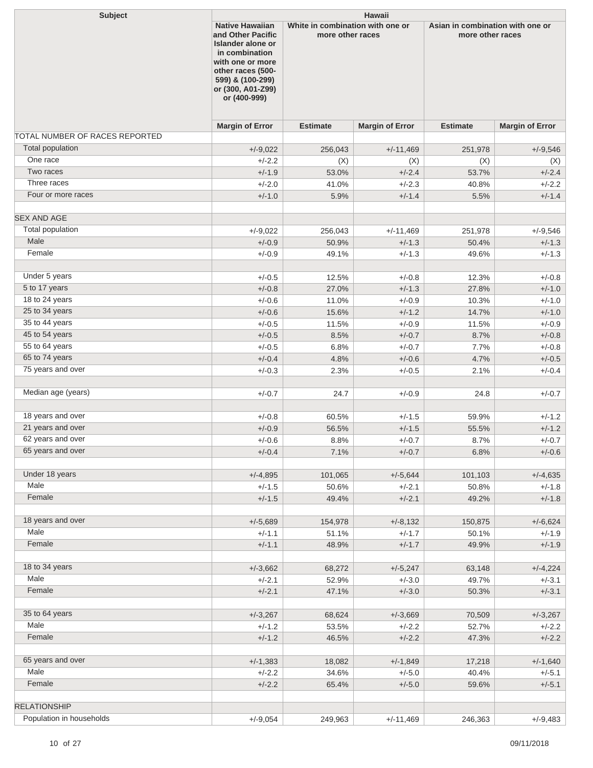| Subject | Hawaii | | | | |
|---|---|---|---|---|---|
| | Native Hawaiian and Other Pacific Islander alone or in combination with one or more other races (500-599) & (100-299) or (300, A01-Z99) or (400-999) | White in combination with one or more other races | | Asian in combination with one or more other races | |
| | Margin of Error | Estimate | Margin of Error | Estimate | Margin of Error |
| TOTAL NUMBER OF RACES REPORTED | | | | | |
| Total population | +/-9,022 | 256,043 | +/-11,469 | 251,978 | +/-9,546 |
| One race | +/-2.2 | (X) | (X) | (X) | (X) |
| Two races | +/-1.9 | 53.0% | +/-2.4 | 53.7% | +/-2.4 |
| Three races | +/-2.0 | 41.0% | +/-2.3 | 40.8% | +/-2.2 |
| Four or more races | +/-1.0 | 5.9% | +/-1.4 | 5.5% | +/-1.4 |
| | | | | | |
| SEX AND AGE | | | | | |
| Total population | +/-9,022 | 256,043 | +/-11,469 | 251,978 | +/-9,546 |
| Male | +/-0.9 | 50.9% | +/-1.3 | 50.4% | +/-1.3 |
| Female | +/-0.9 | 49.1% | +/-1.3 | 49.6% | +/-1.3 |
| | | | | | |
| Under 5 years | +/-0.5 | 12.5% | +/-0.8 | 12.3% | +/-0.8 |
| 5 to 17 years | +/-0.8 | 27.0% | +/-1.3 | 27.8% | +/-1.0 |
| 18 to 24 years | +/-0.6 | 11.0% | +/-0.9 | 10.3% | +/-1.0 |
| 25 to 34 years | +/-0.6 | 15.6% | +/-1.2 | 14.7% | +/-1.0 |
| 35 to 44 years | +/-0.5 | 11.5% | +/-0.9 | 11.5% | +/-0.9 |
| 45 to 54 years | +/-0.5 | 8.5% | +/-0.7 | 8.7% | +/-0.8 |
| 55 to 64 years | +/-0.5 | 6.8% | +/-0.7 | 7.7% | +/-0.8 |
| 65 to 74 years | +/-0.4 | 4.8% | +/-0.6 | 4.7% | +/-0.5 |
| 75 years and over | +/-0.3 | 2.3% | +/-0.5 | 2.1% | +/-0.4 |
| | | | | | |
| Median age (years) | +/-0.7 | 24.7 | +/-0.9 | 24.8 | +/-0.7 |
| | | | | | |
| 18 years and over | +/-0.8 | 60.5% | +/-1.5 | 59.9% | +/-1.2 |
| 21 years and over | +/-0.9 | 56.5% | +/-1.5 | 55.5% | +/-1.2 |
| 62 years and over | +/-0.6 | 8.8% | +/-0.7 | 8.7% | +/-0.7 |
| 65 years and over | +/-0.4 | 7.1% | +/-0.7 | 6.8% | +/-0.6 |
| | | | | | |
| Under 18 years | +/-4,895 | 101,065 | +/-5,644 | 101,103 | +/-4,635 |
| Male | +/-1.5 | 50.6% | +/-2.1 | 50.8% | +/-1.8 |
| Female | +/-1.5 | 49.4% | +/-2.1 | 49.2% | +/-1.8 |
| | | | | | |
| 18 years and over | +/-5,689 | 154,978 | +/-8,132 | 150,875 | +/-6,624 |
| Male | +/-1.1 | 51.1% | +/-1.7 | 50.1% | +/-1.9 |
| Female | +/-1.1 | 48.9% | +/-1.7 | 49.9% | +/-1.9 |
| | | | | | |
| 18 to 34 years | +/-3,662 | 68,272 | +/-5,247 | 63,148 | +/-4,224 |
| Male | +/-2.1 | 52.9% | +/-3.0 | 49.7% | +/-3.1 |
| Female | +/-2.1 | 47.1% | +/-3.0 | 50.3% | +/-3.1 |
| | | | | | |
| 35 to 64 years | +/-3,267 | 68,624 | +/-3,669 | 70,509 | +/-3,267 |
| Male | +/-1.2 | 53.5% | +/-2.2 | 52.7% | +/-2.2 |
| Female | +/-1.2 | 46.5% | +/-2.2 | 47.3% | +/-2.2 |
| | | | | | |
| 65 years and over | +/-1,383 | 18,082 | +/-1,849 | 17,218 | +/-1,640 |
| Male | +/-2.2 | 34.6% | +/-5.0 | 40.4% | +/-5.1 |
| Female | +/-2.2 | 65.4% | +/-5.0 | 59.6% | +/-5.1 |
| | | | | | |
| RELATIONSHIP | | | | | |
| Population in households | +/-9,054 | 249,963 | +/-11,469 | 246,363 | +/-9,483 |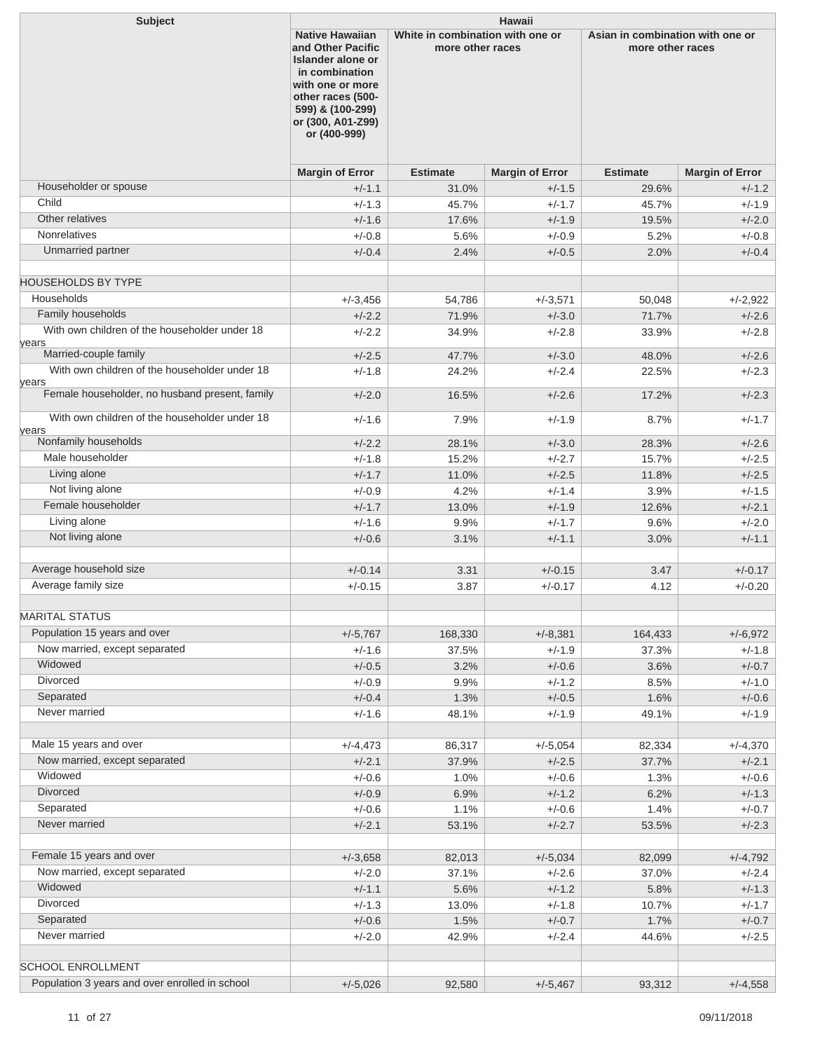| Subject | Hawaii | | | | |
|---|---|---|---|---|---|
| | Native Hawaiian and Other Pacific Islander alone or in combination with one or more other races (500-599) & (100-299) or (300, A01-Z99) or (400-999) | White in combination with one or more other races | | Asian in combination with one or more other races | |
| | Margin of Error | Estimate | Margin of Error | Estimate | Margin of Error |
| Householder or spouse | +/-1.1 | 31.0% | +/-1.5 | 29.6% | +/-1.2 |
| Child | +/-1.3 | 45.7% | +/-1.7 | 45.7% | +/-1.9 |
| Other relatives | +/-1.6 | 17.6% | +/-1.9 | 19.5% | +/-2.0 |
| Nonrelatives | +/-0.8 | 5.6% | +/-0.9 | 5.2% | +/-0.8 |
| Unmarried partner | +/-0.4 | 2.4% | +/-0.5 | 2.0% | +/-0.4 |
| | | | | | |
| HOUSEHOLDS BY TYPE | | | | | |
| Households | +/-3,456 | 54,786 | +/-3,571 | 50,048 | +/-2,922 |
| Family households | +/-2.2 | 71.9% | +/-3.0 | 71.7% | +/-2.6 |
| With own children of the householder under 18 years | +/-2.2 | 34.9% | +/-2.8 | 33.9% | +/-2.8 |
| Married-couple family | +/-2.5 | 47.7% | +/-3.0 | 48.0% | +/-2.6 |
| With own children of the householder under 18 years | +/-1.8 | 24.2% | +/-2.4 | 22.5% | +/-2.3 |
| Female householder, no husband present, family | +/-2.0 | 16.5% | +/-2.6 | 17.2% | +/-2.3 |
| With own children of the householder under 18 years | +/-1.6 | 7.9% | +/-1.9 | 8.7% | +/-1.7 |
| Nonfamily households | +/-2.2 | 28.1% | +/-3.0 | 28.3% | +/-2.6 |
| Male householder | +/-1.8 | 15.2% | +/-2.7 | 15.7% | +/-2.5 |
| Living alone | +/-1.7 | 11.0% | +/-2.5 | 11.8% | +/-2.5 |
| Not living alone | +/-0.9 | 4.2% | +/-1.4 | 3.9% | +/-1.5 |
| Female householder | +/-1.7 | 13.0% | +/-1.9 | 12.6% | +/-2.1 |
| Living alone | +/-1.6 | 9.9% | +/-1.7 | 9.6% | +/-2.0 |
| Not living alone | +/-0.6 | 3.1% | +/-1.1 | 3.0% | +/-1.1 |
| | | | | | |
| Average household size | +/-0.14 | 3.31 | +/-0.15 | 3.47 | +/-0.17 |
| Average family size | +/-0.15 | 3.87 | +/-0.17 | 4.12 | +/-0.20 |
| | | | | | |
| MARITAL STATUS | | | | | |
| Population 15 years and over | +/-5,767 | 168,330 | +/-8,381 | 164,433 | +/-6,972 |
| Now married, except separated | +/-1.6 | 37.5% | +/-1.9 | 37.3% | +/-1.8 |
| Widowed | +/-0.5 | 3.2% | +/-0.6 | 3.6% | +/-0.7 |
| Divorced | +/-0.9 | 9.9% | +/-1.2 | 8.5% | +/-1.0 |
| Separated | +/-0.4 | 1.3% | +/-0.5 | 1.6% | +/-0.6 |
| Never married | +/-1.6 | 48.1% | +/-1.9 | 49.1% | +/-1.9 |
| | | | | | |
| Male 15 years and over | +/-4,473 | 86,317 | +/-5,054 | 82,334 | +/-4,370 |
| Now married, except separated | +/-2.1 | 37.9% | +/-2.5 | 37.7% | +/-2.1 |
| Widowed | +/-0.6 | 1.0% | +/-0.6 | 1.3% | +/-0.6 |
| Divorced | +/-0.9 | 6.9% | +/-1.2 | 6.2% | +/-1.3 |
| Separated | +/-0.6 | 1.1% | +/-0.6 | 1.4% | +/-0.7 |
| Never married | +/-2.1 | 53.1% | +/-2.7 | 53.5% | +/-2.3 |
| | | | | | |
| Female 15 years and over | +/-3,658 | 82,013 | +/-5,034 | 82,099 | +/-4,792 |
| Now married, except separated | +/-2.0 | 37.1% | +/-2.6 | 37.0% | +/-2.4 |
| Widowed | +/-1.1 | 5.6% | +/-1.2 | 5.8% | +/-1.3 |
| Divorced | +/-1.3 | 13.0% | +/-1.8 | 10.7% | +/-1.7 |
| Separated | +/-0.6 | 1.5% | +/-0.7 | 1.7% | +/-0.7 |
| Never married | +/-2.0 | 42.9% | +/-2.4 | 44.6% | +/-2.5 |
| | | | | | |
| SCHOOL ENROLLMENT | | | | | |
| Population 3 years and over enrolled in school | +/-5,026 | 92,580 | +/-5,467 | 93,312 | +/-4,558 |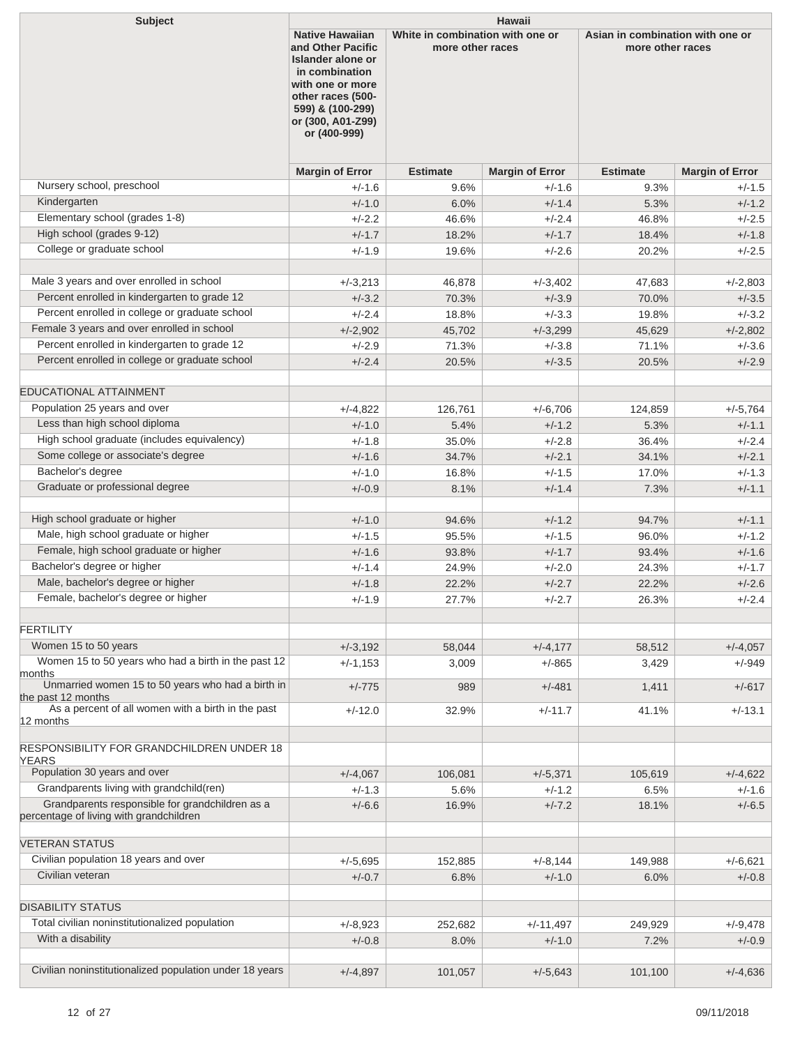| Subject | Hawaii | | | | |
|---|---|---|---|---|---|
| | Native Hawaiian and Other Pacific Islander alone or in combination with one or more other races (500-599) & (100-299) or (300, A01-Z99) or (400-999) | White in combination with one or more other races | | Asian in combination with one or more other races | |
| | Margin of Error | Estimate | Margin of Error | Estimate | Margin of Error |
| Nursery school, preschool | +/-1.6 | 9.6% | +/-1.6 | 9.3% | +/-1.5 |
| Kindergarten | +/-1.0 | 6.0% | +/-1.4 | 5.3% | +/-1.2 |
| Elementary school (grades 1-8) | +/-2.2 | 46.6% | +/-2.4 | 46.8% | +/-2.5 |
| High school (grades 9-12) | +/-1.7 | 18.2% | +/-1.7 | 18.4% | +/-1.8 |
| College or graduate school | +/-1.9 | 19.6% | +/-2.6 | 20.2% | +/-2.5 |
| | | | | | |
| Male 3 years and over enrolled in school | +/-3,213 | 46,878 | +/-3,402 | 47,683 | +/-2,803 |
| Percent enrolled in kindergarten to grade 12 | +/-3.2 | 70.3% | +/-3.9 | 70.0% | +/-3.5 |
| Percent enrolled in college or graduate school | +/-2.4 | 18.8% | +/-3.3 | 19.8% | +/-3.2 |
| Female 3 years and over enrolled in school | +/-2,902 | 45,702 | +/-3,299 | 45,629 | +/-2,802 |
| Percent enrolled in kindergarten to grade 12 | +/-2.9 | 71.3% | +/-3.8 | 71.1% | +/-3.6 |
| Percent enrolled in college or graduate school | +/-2.4 | 20.5% | +/-3.5 | 20.5% | +/-2.9 |
| | | | | | |
| EDUCATIONAL ATTAINMENT | | | | | |
| Population 25 years and over | +/-4,822 | 126,761 | +/-6,706 | 124,859 | +/-5,764 |
| Less than high school diploma | +/-1.0 | 5.4% | +/-1.2 | 5.3% | +/-1.1 |
| High school graduate (includes equivalency) | +/-1.8 | 35.0% | +/-2.8 | 36.4% | +/-2.4 |
| Some college or associate's degree | +/-1.6 | 34.7% | +/-2.1 | 34.1% | +/-2.1 |
| Bachelor's degree | +/-1.0 | 16.8% | +/-1.5 | 17.0% | +/-1.3 |
| Graduate or professional degree | +/-0.9 | 8.1% | +/-1.4 | 7.3% | +/-1.1 |
| | | | | | |
| High school graduate or higher | +/-1.0 | 94.6% | +/-1.2 | 94.7% | +/-1.1 |
| Male, high school graduate or higher | +/-1.5 | 95.5% | +/-1.5 | 96.0% | +/-1.2 |
| Female, high school graduate or higher | +/-1.6 | 93.8% | +/-1.7 | 93.4% | +/-1.6 |
| Bachelor's degree or higher | +/-1.4 | 24.9% | +/-2.0 | 24.3% | +/-1.7 |
| Male, bachelor's degree or higher | +/-1.8 | 22.2% | +/-2.7 | 22.2% | +/-2.6 |
| Female, bachelor's degree or higher | +/-1.9 | 27.7% | +/-2.7 | 26.3% | +/-2.4 |
| | | | | | |
| FERTILITY | | | | | |
| Women 15 to 50 years | +/-3,192 | 58,044 | +/-4,177 | 58,512 | +/-4,057 |
| Women 15 to 50 years who had a birth in the past 12 months | +/-1,153 | 3,009 | +/-865 | 3,429 | +/-949 |
| Unmarried women 15 to 50 years who had a birth in the past 12 months | +/-775 | 989 | +/-481 | 1,411 | +/-617 |
| As a percent of all women with a birth in the past 12 months | +/-12.0 | 32.9% | +/-11.7 | 41.1% | +/-13.1 |
| | | | | | |
| RESPONSIBILITY FOR GRANDCHILDREN UNDER 18 YEARS | | | | | |
| Population 30 years and over | +/-4,067 | 106,081 | +/-5,371 | 105,619 | +/-4,622 |
| Grandparents living with grandchild(ren) | +/-1.3 | 5.6% | +/-1.2 | 6.5% | +/-1.6 |
| Grandparents responsible for grandchildren as a percentage of living with grandchildren | +/-6.6 | 16.9% | +/-7.2 | 18.1% | +/-6.5 |
| | | | | | |
| VETERAN STATUS | | | | | |
| Civilian population 18 years and over | +/-5,695 | 152,885 | +/-8,144 | 149,988 | +/-6,621 |
| Civilian veteran | +/-0.7 | 6.8% | +/-1.0 | 6.0% | +/-0.8 |
| | | | | | |
| DISABILITY STATUS | | | | | |
| Total civilian noninstitutionalized population | +/-8,923 | 252,682 | +/-11,497 | 249,929 | +/-9,478 |
| With a disability | +/-0.8 | 8.0% | +/-1.0 | 7.2% | +/-0.9 |
| | | | | | |
| Civilian noninstitutionalized population under 18 years | +/-4,897 | 101,057 | +/-5,643 | 101,100 | +/-4,636 |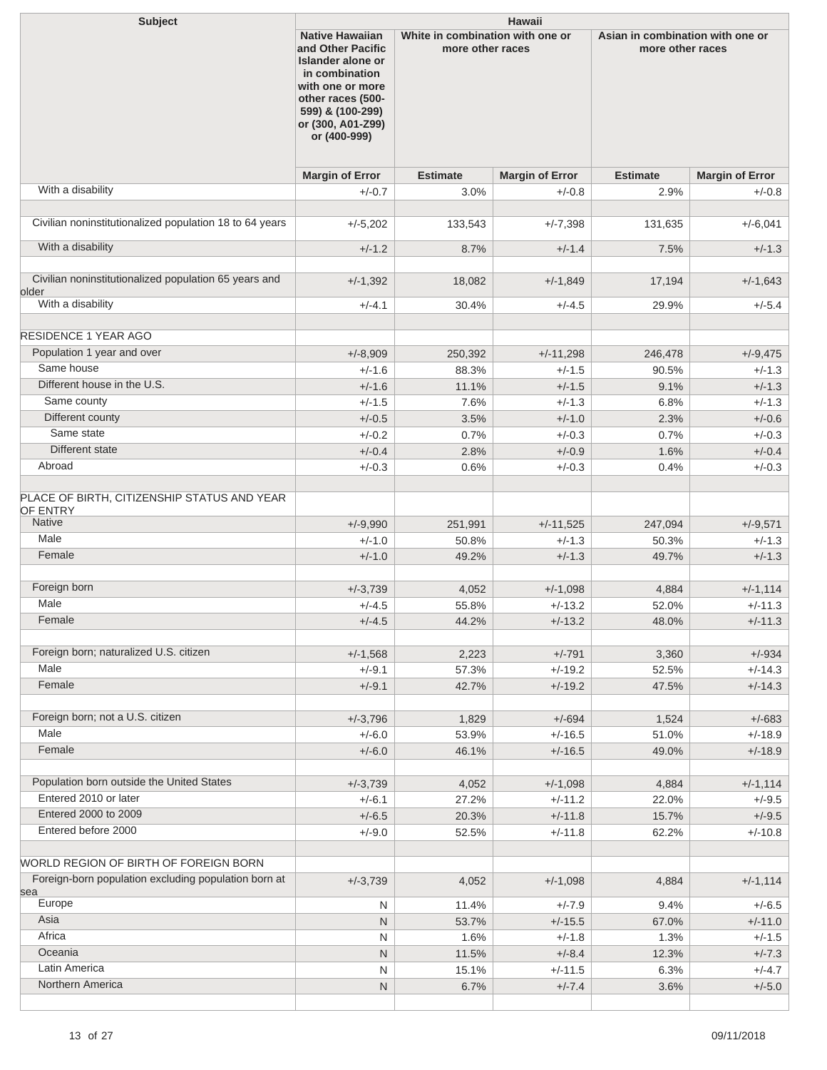| Subject | Hawaii | | | | |
|---|---|---|---|---|---|
| | Native Hawaiian and Other Pacific Islander alone or in combination with one or more other races (500-599) & (100-299) or (300, A01-Z99) or (400-999) | White in combination with one or more other races | | Asian in combination with one or more other races | |
| | Margin of Error | Estimate | Margin of Error | Estimate | Margin of Error |
| With a disability | +/-0.7 | 3.0% | +/-0.8 | 2.9% | +/-0.8 |
| | | | | | |
| Civilian noninstitutionalized population 18 to 64 years | +/-5,202 | 133,543 | +/-7,398 | 131,635 | +/-6,041 |
| With a disability | +/-1.2 | 8.7% | +/-1.4 | 7.5% | +/-1.3 |
| | | | | | |
| Civilian noninstitutionalized population 65 years and older | +/-1,392 | 18,082 | +/-1,849 | 17,194 | +/-1,643 |
| With a disability | +/-4.1 | 30.4% | +/-4.5 | 29.9% | +/-5.4 |
| | | | | | |
| RESIDENCE 1 YEAR AGO | | | | | |
| Population 1 year and over | +/-8,909 | 250,392 | +/-11,298 | 246,478 | +/-9,475 |
| Same house | +/-1.6 | 88.3% | +/-1.5 | 90.5% | +/-1.3 |
| Different house in the U.S. | +/-1.6 | 11.1% | +/-1.5 | 9.1% | +/-1.3 |
| Same county | +/-1.5 | 7.6% | +/-1.3 | 6.8% | +/-1.3 |
| Different county | +/-0.5 | 3.5% | +/-1.0 | 2.3% | +/-0.6 |
| Same state | +/-0.2 | 0.7% | +/-0.3 | 0.7% | +/-0.3 |
| Different state | +/-0.4 | 2.8% | +/-0.9 | 1.6% | +/-0.4 |
| Abroad | +/-0.3 | 0.6% | +/-0.3 | 0.4% | +/-0.3 |
| | | | | | |
| PLACE OF BIRTH, CITIZENSHIP STATUS AND YEAR OF ENTRY | | | | | |
| Native | +/-9,990 | 251,991 | +/-11,525 | 247,094 | +/-9,571 |
| Male | +/-1.0 | 50.8% | +/-1.3 | 50.3% | +/-1.3 |
| Female | +/-1.0 | 49.2% | +/-1.3 | 49.7% | +/-1.3 |
| | | | | | |
| Foreign born | +/-3,739 | 4,052 | +/-1,098 | 4,884 | +/-1,114 |
| Male | +/-4.5 | 55.8% | +/-13.2 | 52.0% | +/-11.3 |
| Female | +/-4.5 | 44.2% | +/-13.2 | 48.0% | +/-11.3 |
| | | | | | |
| Foreign born; naturalized U.S. citizen | +/-1,568 | 2,223 | +/-791 | 3,360 | +/-934 |
| Male | +/-9.1 | 57.3% | +/-19.2 | 52.5% | +/-14.3 |
| Female | +/-9.1 | 42.7% | +/-19.2 | 47.5% | +/-14.3 |
| | | | | | |
| Foreign born; not a U.S. citizen | +/-3,796 | 1,829 | +/-694 | 1,524 | +/-683 |
| Male | +/-6.0 | 53.9% | +/-16.5 | 51.0% | +/-18.9 |
| Female | +/-6.0 | 46.1% | +/-16.5 | 49.0% | +/-18.9 |
| | | | | | |
| Population born outside the United States | +/-3,739 | 4,052 | +/-1,098 | 4,884 | +/-1,114 |
| Entered 2010 or later | +/-6.1 | 27.2% | +/-11.2 | 22.0% | +/-9.5 |
| Entered 2000 to 2009 | +/-6.5 | 20.3% | +/-11.8 | 15.7% | +/-9.5 |
| Entered before 2000 | +/-9.0 | 52.5% | +/-11.8 | 62.2% | +/-10.8 |
| | | | | | |
| WORLD REGION OF BIRTH OF FOREIGN BORN | | | | | |
| Foreign-born population excluding population born at sea | +/-3,739 | 4,052 | +/-1,098 | 4,884 | +/-1,114 |
| Europe | N | 11.4% | +/-7.9 | 9.4% | +/-6.5 |
| Asia | N | 53.7% | +/-15.5 | 67.0% | +/-11.0 |
| Africa | N | 1.6% | +/-1.8 | 1.3% | +/-1.5 |
| Oceania | N | 11.5% | +/-8.4 | 12.3% | +/-7.3 |
| Latin America | N | 15.1% | +/-11.5 | 6.3% | +/-4.7 |
| Northern America | N | 6.7% | +/-7.4 | 3.6% | +/-5.0 |
| | | | | | |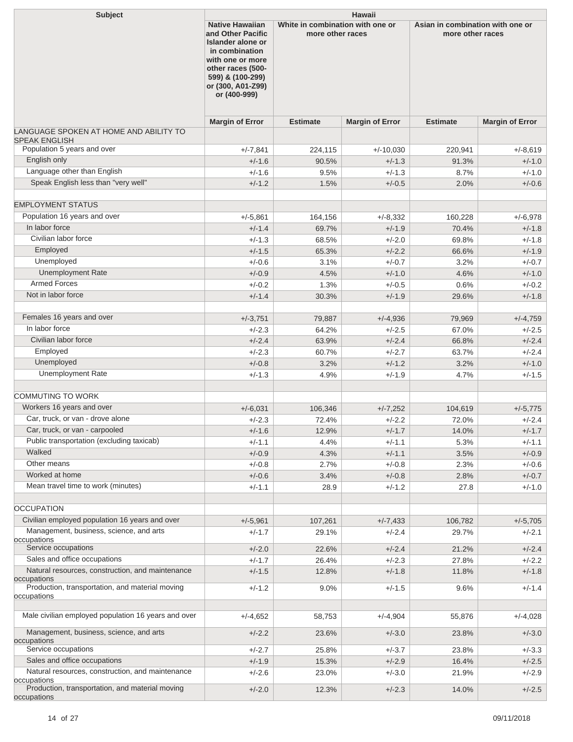| Subject | Hawaii | | | | |
|---|---|---|---|---|---|
| | Native Hawaiian and Other Pacific Islander alone or in combination with one or more other races (500-599) & (100-299) or (300, A01-Z99) or (400-999) | White in combination with one or more other races | | Asian in combination with one or more other races | |
| | Margin of Error | Estimate | Margin of Error | Estimate | Margin of Error |
| LANGUAGE SPOKEN AT HOME AND ABILITY TO SPEAK ENGLISH | | | | | |
| Population 5 years and over | +/-7,841 | 224,115 | +/-10,030 | 220,941 | +/-8,619 |
| English only | +/-1.6 | 90.5% | +/-1.3 | 91.3% | +/-1.0 |
| Language other than English | +/-1.6 | 9.5% | +/-1.3 | 8.7% | +/-1.0 |
| Speak English less than "very well" | +/-1.2 | 1.5% | +/-0.5 | 2.0% | +/-0.6 |
| | | | | | |
| EMPLOYMENT STATUS | | | | | |
| Population 16 years and over | +/-5,861 | 164,156 | +/-8,332 | 160,228 | +/-6,978 |
| In labor force | +/-1.4 | 69.7% | +/-1.9 | 70.4% | +/-1.8 |
| Civilian labor force | +/-1.3 | 68.5% | +/-2.0 | 69.8% | +/-1.8 |
| Employed | +/-1.5 | 65.3% | +/-2.2 | 66.6% | +/-1.9 |
| Unemployed | +/-0.6 | 3.1% | +/-0.7 | 3.2% | +/-0.7 |
| Unemployment Rate | +/-0.9 | 4.5% | +/-1.0 | 4.6% | +/-1.0 |
| Armed Forces | +/-0.2 | 1.3% | +/-0.5 | 0.6% | +/-0.2 |
| Not in labor force | +/-1.4 | 30.3% | +/-1.9 | 29.6% | +/-1.8 |
| | | | | | |
| Females 16 years and over | +/-3,751 | 79,887 | +/-4,936 | 79,969 | +/-4,759 |
| In labor force | +/-2.3 | 64.2% | +/-2.5 | 67.0% | +/-2.5 |
| Civilian labor force | +/-2.4 | 63.9% | +/-2.4 | 66.8% | +/-2.4 |
| Employed | +/-2.3 | 60.7% | +/-2.7 | 63.7% | +/-2.4 |
| Unemployed | +/-0.8 | 3.2% | +/-1.2 | 3.2% | +/-1.0 |
| Unemployment Rate | +/-1.3 | 4.9% | +/-1.9 | 4.7% | +/-1.5 |
| | | | | | |
| COMMUTING TO WORK | | | | | |
| Workers 16 years and over | +/-6,031 | 106,346 | +/-7,252 | 104,619 | +/-5,775 |
| Car, truck, or van - drove alone | +/-2.3 | 72.4% | +/-2.2 | 72.0% | +/-2.4 |
| Car, truck, or van - carpooled | +/-1.6 | 12.9% | +/-1.7 | 14.0% | +/-1.7 |
| Public transportation (excluding taxicab) | +/-1.1 | 4.4% | +/-1.1 | 5.3% | +/-1.1 |
| Walked | +/-0.9 | 4.3% | +/-1.1 | 3.5% | +/-0.9 |
| Other means | +/-0.8 | 2.7% | +/-0.8 | 2.3% | +/-0.6 |
| Worked at home | +/-0.6 | 3.4% | +/-0.8 | 2.8% | +/-0.7 |
| Mean travel time to work (minutes) | +/-1.1 | 28.9 | +/-1.2 | 27.8 | +/-1.0 |
| | | | | | |
| OCCUPATION | | | | | |
| Civilian employed population 16 years and over | +/-5,961 | 107,261 | +/-7,433 | 106,782 | +/-5,705 |
| Management, business, science, and arts occupations | +/-1.7 | 29.1% | +/-2.4 | 29.7% | +/-2.1 |
| Service occupations | +/-2.0 | 22.6% | +/-2.4 | 21.2% | +/-2.4 |
| Sales and office occupations | +/-1.7 | 26.4% | +/-2.3 | 27.8% | +/-2.2 |
| Natural resources, construction, and maintenance occupations | +/-1.5 | 12.8% | +/-1.8 | 11.8% | +/-1.8 |
| Production, transportation, and material moving occupations | +/-1.2 | 9.0% | +/-1.5 | 9.6% | +/-1.4 |
| | | | | | |
| Male civilian employed population 16 years and over | +/-4,652 | 58,753 | +/-4,904 | 55,876 | +/-4,028 |
| Management, business, science, and arts occupations | +/-2.2 | 23.6% | +/-3.0 | 23.8% | +/-3.0 |
| Service occupations | +/-2.7 | 25.8% | +/-3.7 | 23.8% | +/-3.3 |
| Sales and office occupations | +/-1.9 | 15.3% | +/-2.9 | 16.4% | +/-2.5 |
| Natural resources, construction, and maintenance occupations | +/-2.6 | 23.0% | +/-3.0 | 21.9% | +/-2.9 |
| Production, transportation, and material moving occupations | +/-2.0 | 12.3% | +/-2.3 | 14.0% | +/-2.5 |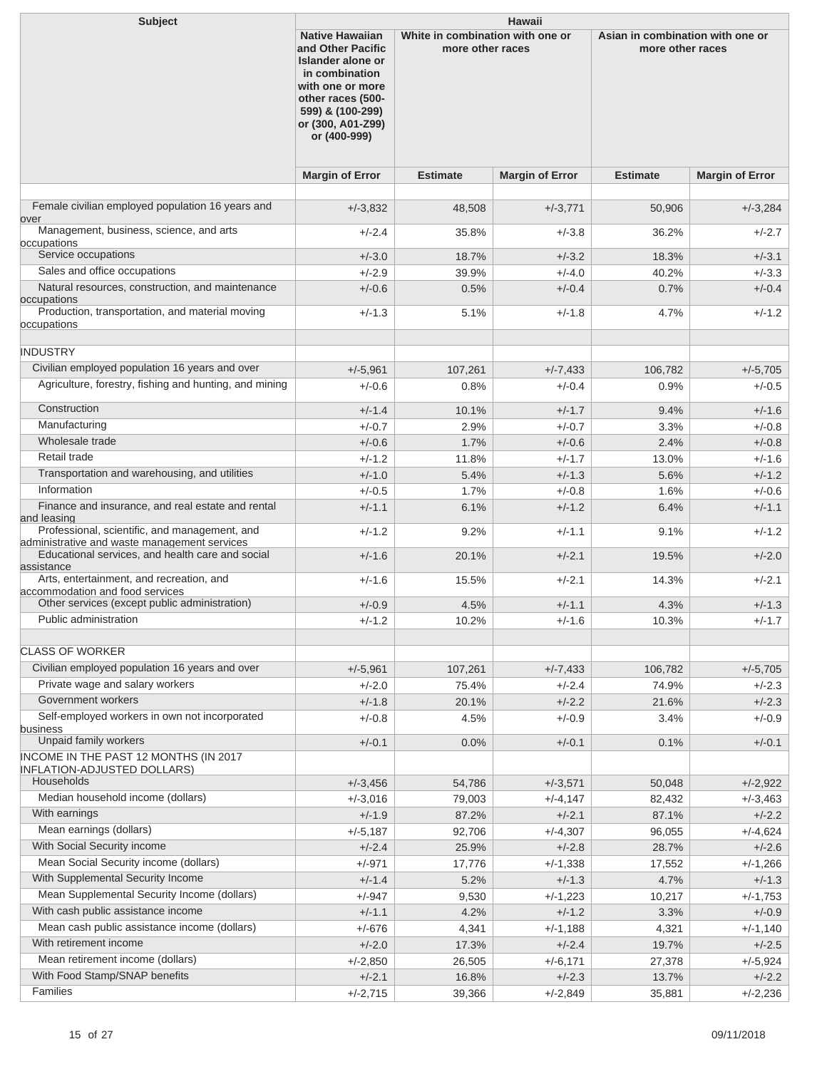| Subject | Hawaii | | | | |
|---|---|---|---|---|---|
| | Native Hawaiian and Other Pacific Islander alone or in combination with one or more other races (500-599) & (100-299) or (300, A01-Z99) or (400-999) | White in combination with one or more other races | | Asian in combination with one or more other races | |
| | Margin of Error | Estimate | Margin of Error | Estimate | Margin of Error |
| | | | | | |
| Female civilian employed population 16 years and over | +/-3,832 | 48,508 | +/-3,771 | 50,906 | +/-3,284 |
| Management, business, science, and arts occupations | +/-2.4 | 35.8% | +/-3.8 | 36.2% | +/-2.7 |
| Service occupations | +/-3.0 | 18.7% | +/-3.2 | 18.3% | +/-3.1 |
| Sales and office occupations | +/-2.9 | 39.9% | +/-4.0 | 40.2% | +/-3.3 |
| Natural resources, construction, and maintenance occupations | +/-0.6 | 0.5% | +/-0.4 | 0.7% | +/-0.4 |
| Production, transportation, and material moving occupations | +/-1.3 | 5.1% | +/-1.8 | 4.7% | +/-1.2 |
| | | | | | |
| INDUSTRY | | | | | |
| Civilian employed population 16 years and over | +/-5,961 | 107,261 | +/-7,433 | 106,782 | +/-5,705 |
| Agriculture, forestry, fishing and hunting, and mining | +/-0.6 | 0.8% | +/-0.4 | 0.9% | +/-0.5 |
| Construction | +/-1.4 | 10.1% | +/-1.7 | 9.4% | +/-1.6 |
| Manufacturing | +/-0.7 | 2.9% | +/-0.7 | 3.3% | +/-0.8 |
| Wholesale trade | +/-0.6 | 1.7% | +/-0.6 | 2.4% | +/-0.8 |
| Retail trade | +/-1.2 | 11.8% | +/-1.7 | 13.0% | +/-1.6 |
| Transportation and warehousing, and utilities | +/-1.0 | 5.4% | +/-1.3 | 5.6% | +/-1.2 |
| Information | +/-0.5 | 1.7% | +/-0.8 | 1.6% | +/-0.6 |
| Finance and insurance, and real estate and rental and leasing | +/-1.1 | 6.1% | +/-1.2 | 6.4% | +/-1.1 |
| Professional, scientific, and management, and administrative and waste management services | +/-1.2 | 9.2% | +/-1.1 | 9.1% | +/-1.2 |
| Educational services, and health care and social assistance | +/-1.6 | 20.1% | +/-2.1 | 19.5% | +/-2.0 |
| Arts, entertainment, and recreation, and accommodation and food services | +/-1.6 | 15.5% | +/-2.1 | 14.3% | +/-2.1 |
| Other services (except public administration) | +/-0.9 | 4.5% | +/-1.1 | 4.3% | +/-1.3 |
| Public administration | +/-1.2 | 10.2% | +/-1.6 | 10.3% | +/-1.7 |
| | | | | | |
| CLASS OF WORKER | | | | | |
| Civilian employed population 16 years and over | +/-5,961 | 107,261 | +/-7,433 | 106,782 | +/-5,705 |
| Private wage and salary workers | +/-2.0 | 75.4% | +/-2.4 | 74.9% | +/-2.3 |
| Government workers | +/-1.8 | 20.1% | +/-2.2 | 21.6% | +/-2.3 |
| Self-employed workers in own not incorporated business | +/-0.8 | 4.5% | +/-0.9 | 3.4% | +/-0.9 |
| Unpaid family workers | +/-0.1 | 0.0% | +/-0.1 | 0.1% | +/-0.1 |
| INCOME IN THE PAST 12 MONTHS (IN 2017 INFLATION-ADJUSTED DOLLARS) | | | | | |
| Households | +/-3,456 | 54,786 | +/-3,571 | 50,048 | +/-2,922 |
| Median household income (dollars) | +/-3,016 | 79,003 | +/-4,147 | 82,432 | +/-3,463 |
| With earnings | +/-1.9 | 87.2% | +/-2.1 | 87.1% | +/-2.2 |
| Mean earnings (dollars) | +/-5,187 | 92,706 | +/-4,307 | 96,055 | +/-4,624 |
| With Social Security income | +/-2.4 | 25.9% | +/-2.8 | 28.7% | +/-2.6 |
| Mean Social Security income (dollars) | +/-971 | 17,776 | +/-1,338 | 17,552 | +/-1,266 |
| With Supplemental Security Income | +/-1.4 | 5.2% | +/-1.3 | 4.7% | +/-1.3 |
| Mean Supplemental Security Income (dollars) | +/-947 | 9,530 | +/-1,223 | 10,217 | +/-1,753 |
| With cash public assistance income | +/-1.1 | 4.2% | +/-1.2 | 3.3% | +/-0.9 |
| Mean cash public assistance income (dollars) | +/-676 | 4,341 | +/-1,188 | 4,321 | +/-1,140 |
| With retirement income | +/-2.0 | 17.3% | +/-2.4 | 19.7% | +/-2.5 |
| Mean retirement income (dollars) | +/-2,850 | 26,505 | +/-6,171 | 27,378 | +/-5,924 |
| With Food Stamp/SNAP benefits | +/-2.1 | 16.8% | +/-2.3 | 13.7% | +/-2.2 |
| Families | +/-2,715 | 39,366 | +/-2,849 | 35,881 | +/-2,236 |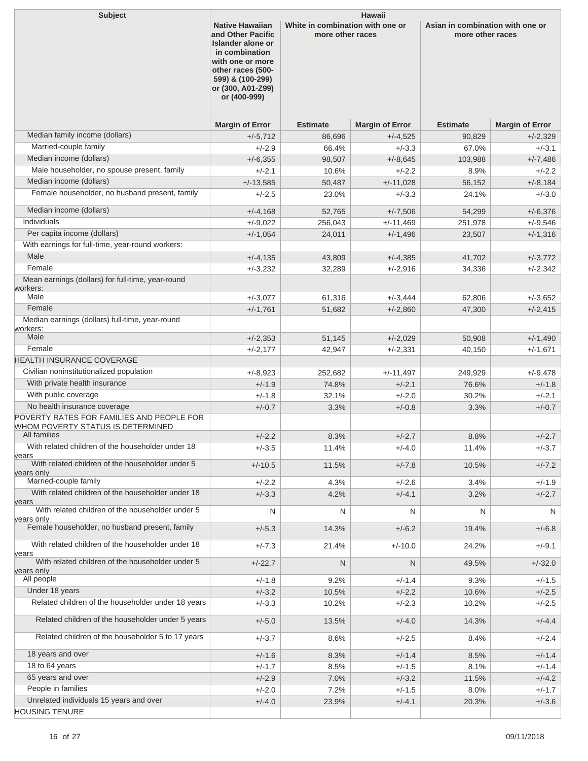| Subject | Hawaii | | | | |
|---|---|---|---|---|---|
| | Native Hawaiian and Other Pacific Islander alone or in combination with one or more other races (500-599) & (100-299) or (300, A01-Z99) or (400-999) | White in combination with one or more other races | | Asian in combination with one or more other races | |
| | Margin of Error | Estimate | Margin of Error | Estimate | Margin of Error |
| Median family income (dollars) | +/-5,712 | 86,696 | +/-4,525 | 90,829 | +/-2,329 |
| Married-couple family | +/-2.9 | 66.4% | +/-3.3 | 67.0% | +/-3.1 |
| Median income (dollars) | +/-6,355 | 98,507 | +/-8,645 | 103,988 | +/-7,486 |
| Male householder, no spouse present, family | +/-2.1 | 10.6% | +/-2.2 | 8.9% | +/-2.2 |
| Median income (dollars) | +/-13,585 | 50,487 | +/-11,028 | 56,152 | +/-8,184 |
| Female householder, no husband present, family | +/-2.5 | 23.0% | +/-3.3 | 24.1% | +/-3.0 |
| Median income (dollars) | +/-4,168 | 52,765 | +/-7,506 | 54,299 | +/-6,376 |
| Individuals | +/-9,022 | 256,043 | +/-11,469 | 251,978 | +/-9,546 |
| Per capita income (dollars) | +/-1,054 | 24,011 | +/-1,496 | 23,507 | +/-1,316 |
| With earnings for full-time, year-round workers: | | | | | |
| Male | +/-4,135 | 43,809 | +/-4,385 | 41,702 | +/-3,772 |
| Female | +/-3,232 | 32,289 | +/-2,916 | 34,336 | +/-2,342 |
| Mean earnings (dollars) for full-time, year-round workers: | | | | | |
| Male | +/-3,077 | 61,316 | +/-3,444 | 62,806 | +/-3,652 |
| Female | +/-1,761 | 51,682 | +/-2,860 | 47,300 | +/-2,415 |
| Median earnings (dollars) full-time, year-round workers: | | | | | |
| Male | +/-2,353 | 51,145 | +/-2,029 | 50,908 | +/-1,490 |
| Female | +/-2,177 | 42,947 | +/-2,331 | 40,150 | +/-1,671 |
| HEALTH INSURANCE COVERAGE | | | | | |
| Civilian noninstitutionalized population | +/-8,923 | 252,682 | +/-11,497 | 249,929 | +/-9,478 |
| With private health insurance | +/-1.9 | 74.8% | +/-2.1 | 76.6% | +/-1.8 |
| With public coverage | +/-1.8 | 32.1% | +/-2.0 | 30.2% | +/-2.1 |
| No health insurance coverage | +/-0.7 | 3.3% | +/-0.8 | 3.3% | +/-0.7 |
| POVERTY RATES FOR FAMILIES AND PEOPLE FOR WHOM POVERTY STATUS IS DETERMINED | | | | | |
| All families | +/-2.2 | 8.3% | +/-2.7 | 8.8% | +/-2.7 |
| With related children of the householder under 18 years | +/-3.5 | 11.4% | +/-4.0 | 11.4% | +/-3.7 |
| With related children of the householder under 5 years only | +/-10.5 | 11.5% | +/-7.8 | 10.5% | +/-7.2 |
| Married-couple family | +/-2.2 | 4.3% | +/-2.6 | 3.4% | +/-1.9 |
| With related children of the householder under 18 years | +/-3.3 | 4.2% | +/-4.1 | 3.2% | +/-2.7 |
| With related children of the householder under 5 years only | N | N | N | N | N |
| Female householder, no husband present, family | +/-5.3 | 14.3% | +/-6.2 | 19.4% | +/-6.8 |
| With related children of the householder under 18 years | +/-7.3 | 21.4% | +/-10.0 | 24.2% | +/-9.1 |
| With related children of the householder under 5 years only | +/-22.7 | N | N | 49.5% | +/-32.0 |
| All people | +/-1.8 | 9.2% | +/-1.4 | 9.3% | +/-1.5 |
| Under 18 years | +/-3.2 | 10.5% | +/-2.2 | 10.6% | +/-2.5 |
| Related children of the householder under 18 years | +/-3.3 | 10.2% | +/-2.3 | 10.2% | +/-2.5 |
| Related children of the householder under 5 years | +/-5.0 | 13.5% | +/-4.0 | 14.3% | +/-4.4 |
| Related children of the householder 5 to 17 years | +/-3.7 | 8.6% | +/-2.5 | 8.4% | +/-2.4 |
| 18 years and over | +/-1.6 | 8.3% | +/-1.4 | 8.5% | +/-1.4 |
| 18 to 64 years | +/-1.7 | 8.5% | +/-1.5 | 8.1% | +/-1.4 |
| 65 years and over | +/-2.9 | 7.0% | +/-3.2 | 11.5% | +/-4.2 |
| People in families | +/-2.0 | 7.2% | +/-1.5 | 8.0% | +/-1.7 |
| Unrelated individuals 15 years and over | +/-4.0 | 23.9% | +/-4.1 | 20.3% | +/-3.6 |
| HOUSING TENURE | | | | | |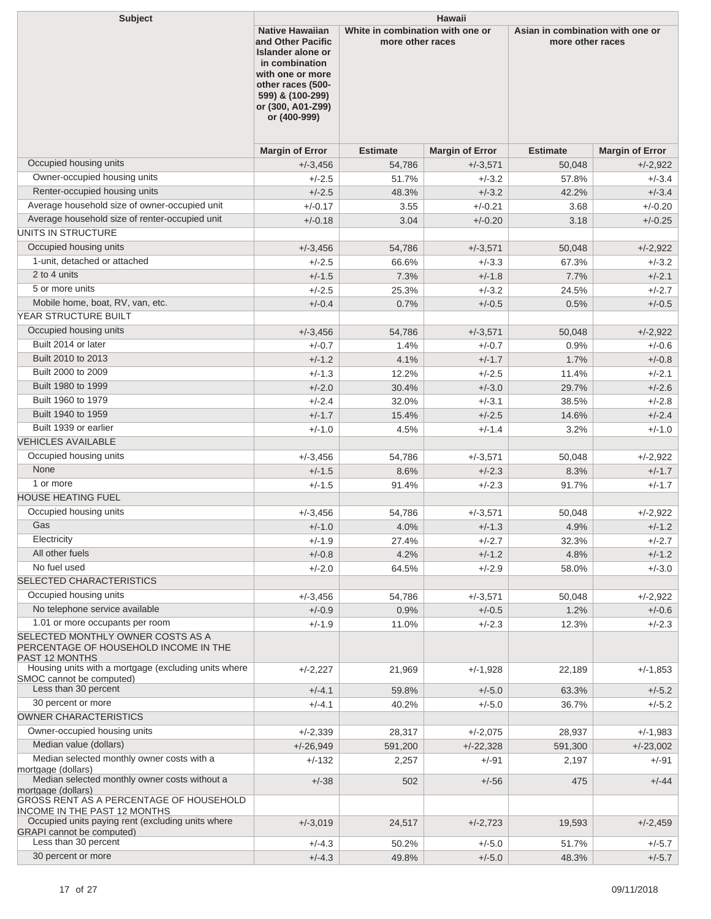| Subject | Hawaii | | | | |
|---|---|---|---|---|---|
| | Native Hawaiian and Other Pacific Islander alone or in combination with one or more other races (500-599) & (100-299) or (300, A01-Z99) or (400-999) | White in combination with one or more other races | | Asian in combination with one or more other races | |
| | Margin of Error | Estimate | Margin of Error | Estimate | Margin of Error |
| Occupied housing units | +/-3,456 | 54,786 | +/-3,571 | 50,048 | +/-2,922 |
| Owner-occupied housing units | +/-2.5 | 51.7% | +/-3.2 | 57.8% | +/-3.4 |
| Renter-occupied housing units | +/-2.5 | 48.3% | +/-3.2 | 42.2% | +/-3.4 |
| Average household size of owner-occupied unit | +/-0.17 | 3.55 | +/-0.21 | 3.68 | +/-0.20 |
| Average household size of renter-occupied unit | +/-0.18 | 3.04 | +/-0.20 | 3.18 | +/-0.25 |
| UNITS IN STRUCTURE | | | | | |
| Occupied housing units | +/-3,456 | 54,786 | +/-3,571 | 50,048 | +/-2,922 |
| 1-unit, detached or attached | +/-2.5 | 66.6% | +/-3.3 | 67.3% | +/-3.2 |
| 2 to 4 units | +/-1.5 | 7.3% | +/-1.8 | 7.7% | +/-2.1 |
| 5 or more units | +/-2.5 | 25.3% | +/-3.2 | 24.5% | +/-2.7 |
| Mobile home, boat, RV, van, etc. | +/-0.4 | 0.7% | +/-0.5 | 0.5% | +/-0.5 |
| YEAR STRUCTURE BUILT | | | | | |
| Occupied housing units | +/-3,456 | 54,786 | +/-3,571 | 50,048 | +/-2,922 |
| Built 2014 or later | +/-0.7 | 1.4% | +/-0.7 | 0.9% | +/-0.6 |
| Built 2010 to 2013 | +/-1.2 | 4.1% | +/-1.7 | 1.7% | +/-0.8 |
| Built 2000 to 2009 | +/-1.3 | 12.2% | +/-2.5 | 11.4% | +/-2.1 |
| Built 1980 to 1999 | +/-2.0 | 30.4% | +/-3.0 | 29.7% | +/-2.6 |
| Built 1960 to 1979 | +/-2.4 | 32.0% | +/-3.1 | 38.5% | +/-2.8 |
| Built 1940 to 1959 | +/-1.7 | 15.4% | +/-2.5 | 14.6% | +/-2.4 |
| Built 1939 or earlier | +/-1.0 | 4.5% | +/-1.4 | 3.2% | +/-1.0 |
| VEHICLES AVAILABLE | | | | | |
| Occupied housing units | +/-3,456 | 54,786 | +/-3,571 | 50,048 | +/-2,922 |
| None | +/-1.5 | 8.6% | +/-2.3 | 8.3% | +/-1.7 |
| 1 or more | +/-1.5 | 91.4% | +/-2.3 | 91.7% | +/-1.7 |
| HOUSE HEATING FUEL | | | | | |
| Occupied housing units | +/-3,456 | 54,786 | +/-3,571 | 50,048 | +/-2,922 |
| Gas | +/-1.0 | 4.0% | +/-1.3 | 4.9% | +/-1.2 |
| Electricity | +/-1.9 | 27.4% | +/-2.7 | 32.3% | +/-2.7 |
| All other fuels | +/-0.8 | 4.2% | +/-1.2 | 4.8% | +/-1.2 |
| No fuel used | +/-2.0 | 64.5% | +/-2.9 | 58.0% | +/-3.0 |
| SELECTED CHARACTERISTICS | | | | | |
| Occupied housing units | +/-3,456 | 54,786 | +/-3,571 | 50,048 | +/-2,922 |
| No telephone service available | +/-0.9 | 0.9% | +/-0.5 | 1.2% | +/-0.6 |
| 1.01 or more occupants per room | +/-1.9 | 11.0% | +/-2.3 | 12.3% | +/-2.3 |
| SELECTED MONTHLY OWNER COSTS AS A PERCENTAGE OF HOUSEHOLD INCOME IN THE PAST 12 MONTHS | | | | | |
| Housing units with a mortgage (excluding units where SMOC cannot be computed) | +/-2,227 | 21,969 | +/-1,928 | 22,189 | +/-1,853 |
| Less than 30 percent | +/-4.1 | 59.8% | +/-5.0 | 63.3% | +/-5.2 |
| 30 percent or more | +/-4.1 | 40.2% | +/-5.0 | 36.7% | +/-5.2 |
| OWNER CHARACTERISTICS | | | | | |
| Owner-occupied housing units | +/-2,339 | 28,317 | +/-2,075 | 28,937 | +/-1,983 |
| Median value (dollars) | +/-26,949 | 591,200 | +/-22,328 | 591,300 | +/-23,002 |
| Median selected monthly owner costs with a mortgage (dollars) | +/-132 | 2,257 | +/-91 | 2,197 | +/-91 |
| Median selected monthly owner costs without a mortgage (dollars) | +/-38 | 502 | +/-56 | 475 | +/-44 |
| GROSS RENT AS A PERCENTAGE OF HOUSEHOLD INCOME IN THE PAST 12 MONTHS | | | | | |
| Occupied units paying rent (excluding units where GRAPI cannot be computed) | +/-3,019 | 24,517 | +/-2,723 | 19,593 | +/-2,459 |
| Less than 30 percent | +/-4.3 | 50.2% | +/-5.0 | 51.7% | +/-5.7 |
| 30 percent or more | +/-4.3 | 49.8% | +/-5.0 | 48.3% | +/-5.7 |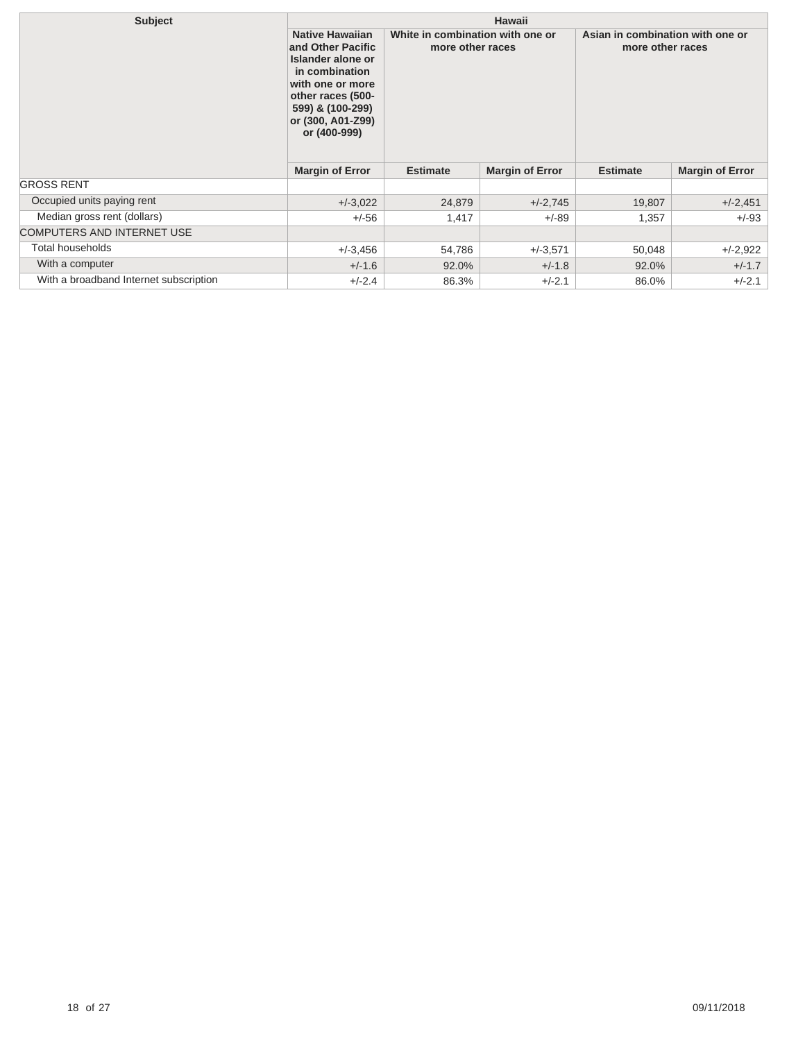| Subject | Hawaii | | | | |
|---|---|---|---|---|---|
| | Native Hawaiian and Other Pacific Islander alone or in combination with one or more other races (500-599) & (100-299) or (300, A01-Z99) or (400-999) | White in combination with one or more other races | | Asian in combination with one or more other races | |
| | Margin of Error | Estimate | Margin of Error | Estimate | Margin of Error |
| GROSS RENT | | | | | |
| Occupied units paying rent | +/-3,022 | 24,879 | +/-2,745 | 19,807 | +/-2,451 |
| Median gross rent (dollars) | +/-56 | 1,417 | +/-89 | 1,357 | +/-93 |
| COMPUTERS AND INTERNET USE | | | | | |
| Total households | +/-3,456 | 54,786 | +/-3,571 | 50,048 | +/-2,922 |
| With a computer | +/-1.6 | 92.0% | +/-1.8 | 92.0% | +/-1.7 |
| With a broadband Internet subscription | +/-2.4 | 86.3% | +/-2.1 | 86.0% | +/-2.1 |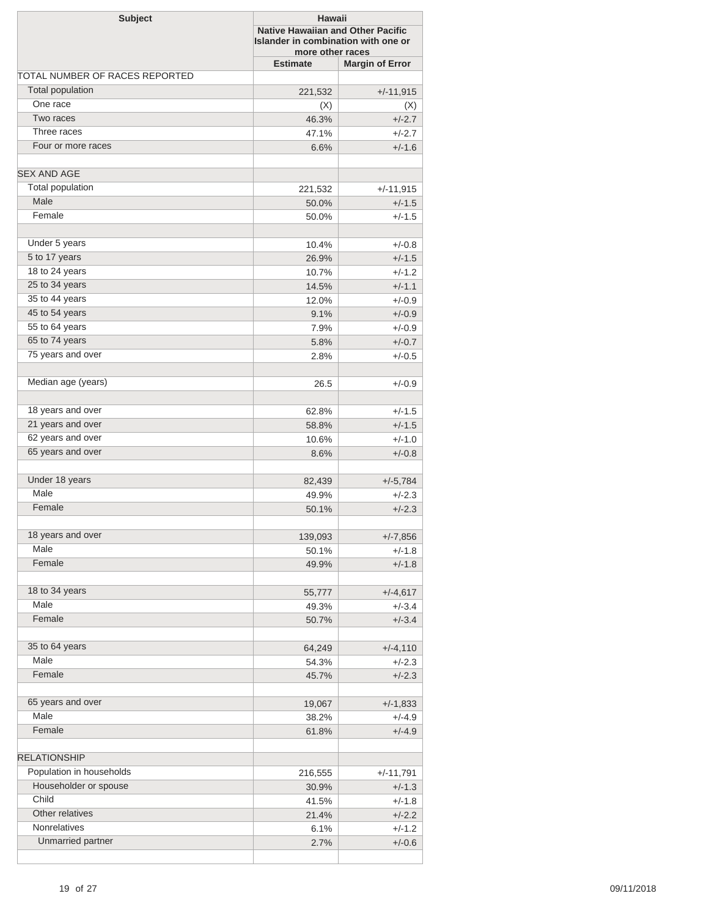| Subject | Hawaii | |
|---|---|---|
| | Native Hawaiian and Other Pacific Islander in combination with one or more other races | |
| | Estimate | Margin of Error |
| TOTAL NUMBER OF RACES REPORTED | | |
| Total population | 221,532 | +/-11,915 |
| One race | (X) | (X) |
| Two races | 46.3% | +/-2.7 |
| Three races | 47.1% | +/-2.7 |
| Four or more races | 6.6% | +/-1.6 |
| | | |
| SEX AND AGE | | |
| Total population | 221,532 | +/-11,915 |
| Male | 50.0% | +/-1.5 |
| Female | 50.0% | +/-1.5 |
| | | |
| Under 5 years | 10.4% | +/-0.8 |
| 5 to 17 years | 26.9% | +/-1.5 |
| 18 to 24 years | 10.7% | +/-1.2 |
| 25 to 34 years | 14.5% | +/-1.1 |
| 35 to 44 years | 12.0% | +/-0.9 |
| 45 to 54 years | 9.1% | +/-0.9 |
| 55 to 64 years | 7.9% | +/-0.9 |
| 65 to 74 years | 5.8% | +/-0.7 |
| 75 years and over | 2.8% | +/-0.5 |
| | | |
| Median age (years) | 26.5 | +/-0.9 |
| | | |
| 18 years and over | 62.8% | +/-1.5 |
| 21 years and over | 58.8% | +/-1.5 |
| 62 years and over | 10.6% | +/-1.0 |
| 65 years and over | 8.6% | +/-0.8 |
| | | |
| Under 18 years | 82,439 | +/-5,784 |
| Male | 49.9% | +/-2.3 |
| Female | 50.1% | +/-2.3 |
| | | |
| 18 years and over | 139,093 | +/-7,856 |
| Male | 50.1% | +/-1.8 |
| Female | 49.9% | +/-1.8 |
| | | |
| 18 to 34 years | 55,777 | +/-4,617 |
| Male | 49.3% | +/-3.4 |
| Female | 50.7% | +/-3.4 |
| | | |
| 35 to 64 years | 64,249 | +/-4,110 |
| Male | 54.3% | +/-2.3 |
| Female | 45.7% | +/-2.3 |
| | | |
| 65 years and over | 19,067 | +/-1,833 |
| Male | 38.2% | +/-4.9 |
| Female | 61.8% | +/-4.9 |
| | | |
| RELATIONSHIP | | |
| Population in households | 216,555 | +/-11,791 |
| Householder or spouse | 30.9% | +/-1.3 |
| Child | 41.5% | +/-1.8 |
| Other relatives | 21.4% | +/-2.2 |
| Nonrelatives | 6.1% | +/-1.2 |
| Unmarried partner | 2.7% | +/-0.6 |
| | | |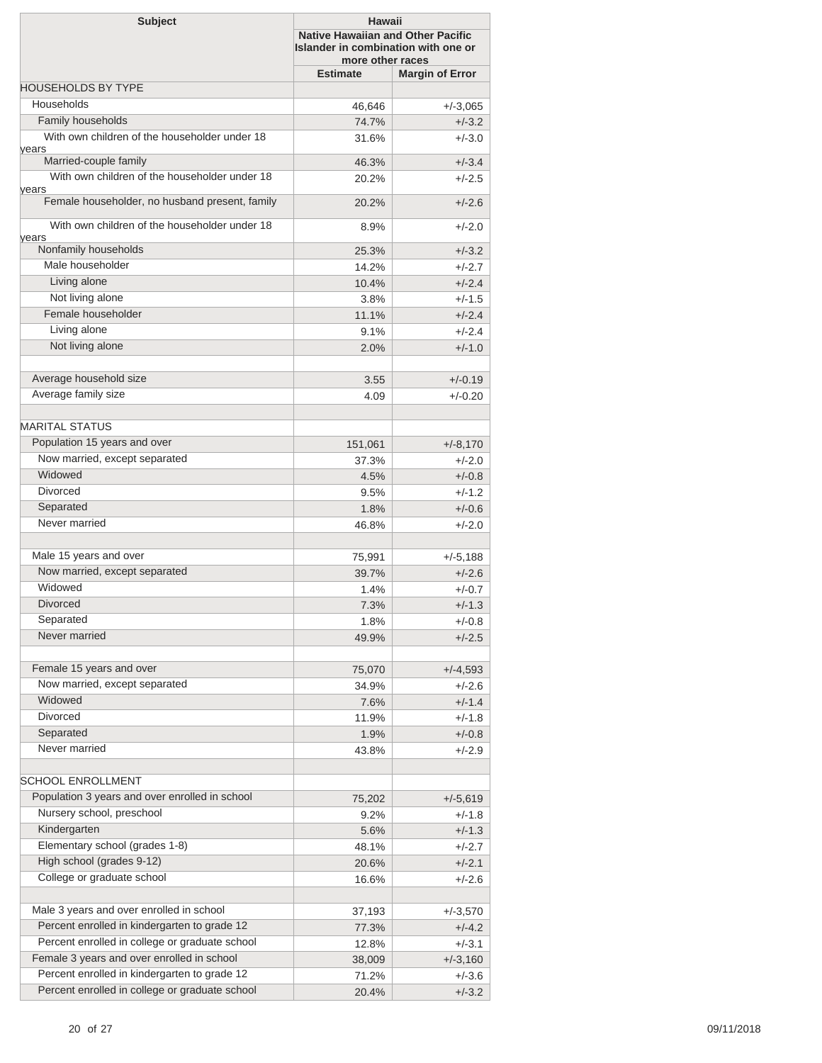| Subject | Hawaii | |
|---|---|---|
| | Native Hawaiian and Other Pacific Islander in combination with one or more other races | |
| | Estimate | Margin of Error |
| HOUSEHOLDS BY TYPE | | |
| Households | 46,646 | +/-3,065 |
| Family households | 74.7% | +/-3.2 |
| With own children of the householder under 18 years | 31.6% | +/-3.0 |
| Married-couple family | 46.3% | +/-3.4 |
| With own children of the householder under 18 years | 20.2% | +/-2.5 |
| Female householder, no husband present, family | 20.2% | +/-2.6 |
| With own children of the householder under 18 years | 8.9% | +/-2.0 |
| Nonfamily households | 25.3% | +/-3.2 |
| Male householder | 14.2% | +/-2.7 |
| Living alone | 10.4% | +/-2.4 |
| Not living alone | 3.8% | +/-1.5 |
| Female householder | 11.1% | +/-2.4 |
| Living alone | 9.1% | +/-2.4 |
| Not living alone | 2.0% | +/-1.0 |
| | | |
| Average household size | 3.55 | +/-0.19 |
| Average family size | 4.09 | +/-0.20 |
| | | |
| MARITAL STATUS | | |
| Population 15 years and over | 151,061 | +/-8,170 |
| Now married, except separated | 37.3% | +/-2.0 |
| Widowed | 4.5% | +/-0.8 |
| Divorced | 9.5% | +/-1.2 |
| Separated | 1.8% | +/-0.6 |
| Never married | 46.8% | +/-2.0 |
| | | |
| Male 15 years and over | 75,991 | +/-5,188 |
| Now married, except separated | 39.7% | +/-2.6 |
| Widowed | 1.4% | +/-0.7 |
| Divorced | 7.3% | +/-1.3 |
| Separated | 1.8% | +/-0.8 |
| Never married | 49.9% | +/-2.5 |
| | | |
| Female 15 years and over | 75,070 | +/-4,593 |
| Now married, except separated | 34.9% | +/-2.6 |
| Widowed | 7.6% | +/-1.4 |
| Divorced | 11.9% | +/-1.8 |
| Separated | 1.9% | +/-0.8 |
| Never married | 43.8% | +/-2.9 |
| | | |
| SCHOOL ENROLLMENT | | |
| Population 3 years and over enrolled in school | 75,202 | +/-5,619 |
| Nursery school, preschool | 9.2% | +/-1.8 |
| Kindergarten | 5.6% | +/-1.3 |
| Elementary school (grades 1-8) | 48.1% | +/-2.7 |
| High school (grades 9-12) | 20.6% | +/-2.1 |
| College or graduate school | 16.6% | +/-2.6 |
| | | |
| Male 3 years and over enrolled in school | 37,193 | +/-3,570 |
| Percent enrolled in kindergarten to grade 12 | 77.3% | +/-4.2 |
| Percent enrolled in college or graduate school | 12.8% | +/-3.1 |
| Female 3 years and over enrolled in school | 38,009 | +/-3,160 |
| Percent enrolled in kindergarten to grade 12 | 71.2% | +/-3.6 |
| Percent enrolled in college or graduate school | 20.4% | +/-3.2 |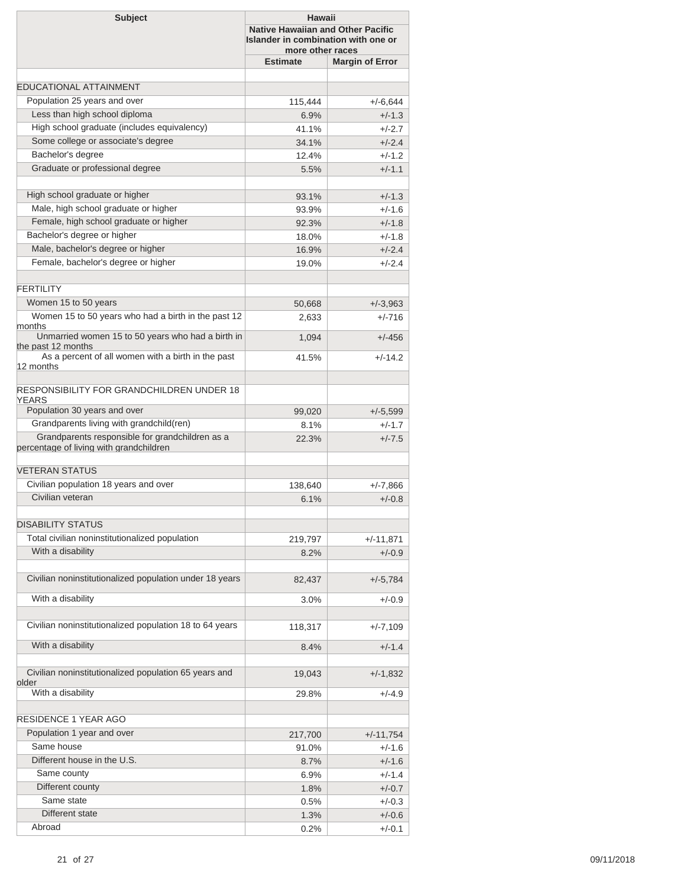| Subject | Hawaii | |
|---|---|---|
| | Native Hawaiian and Other Pacific Islander in combination with one or more other races | |
| | Estimate | Margin of Error |
| | | |
| EDUCATIONAL ATTAINMENT | | |
| Population 25 years and over | 115,444 | +/-6,644 |
| Less than high school diploma | 6.9% | +/-1.3 |
| High school graduate (includes equivalency) | 41.1% | +/-2.7 |
| Some college or associate's degree | 34.1% | +/-2.4 |
| Bachelor's degree | 12.4% | +/-1.2 |
| Graduate or professional degree | 5.5% | +/-1.1 |
| | | |
| High school graduate or higher | 93.1% | +/-1.3 |
| Male, high school graduate or higher | 93.9% | +/-1.6 |
| Female, high school graduate or higher | 92.3% | +/-1.8 |
| Bachelor's degree or higher | 18.0% | +/-1.8 |
| Male, bachelor's degree or higher | 16.9% | +/-2.4 |
| Female, bachelor's degree or higher | 19.0% | +/-2.4 |
| | | |
| FERTILITY | | |
| Women 15 to 50 years | 50,668 | +/-3,963 |
| Women 15 to 50 years who had a birth in the past 12 months | 2,633 | +/-716 |
| Unmarried women 15 to 50 years who had a birth in the past 12 months | 1,094 | +/-456 |
| As a percent of all women with a birth in the past 12 months | 41.5% | +/-14.2 |
| | | |
| RESPONSIBILITY FOR GRANDCHILDREN UNDER 18 YEARS | | |
| Population 30 years and over | 99,020 | +/-5,599 |
| Grandparents living with grandchild(ren) | 8.1% | +/-1.7 |
| Grandparents responsible for grandchildren as a percentage of living with grandchildren | 22.3% | +/-7.5 |
| | | |
| VETERAN STATUS | | |
| Civilian population 18 years and over | 138,640 | +/-7,866 |
| Civilian veteran | 6.1% | +/-0.8 |
| | | |
| DISABILITY STATUS | | |
| Total civilian noninstitutionalized population | 219,797 | +/-11,871 |
| With a disability | 8.2% | +/-0.9 |
| | | |
| Civilian noninstitutionalized population under 18 years | 82,437 | +/-5,784 |
| With a disability | 3.0% | +/-0.9 |
| | | |
| Civilian noninstitutionalized population 18 to 64 years | 118,317 | +/-7,109 |
| With a disability | 8.4% | +/-1.4 |
| | | |
| Civilian noninstitutionalized population 65 years and older | 19,043 | +/-1,832 |
| With a disability | 29.8% | +/-4.9 |
| | | |
| RESIDENCE 1 YEAR AGO | | |
| Population 1 year and over | 217,700 | +/-11,754 |
| Same house | 91.0% | +/-1.6 |
| Different house in the U.S. | 8.7% | +/-1.6 |
| Same county | 6.9% | +/-1.4 |
| Different county | 1.8% | +/-0.7 |
| Same state | 0.5% | +/-0.3 |
| Different state | 1.3% | +/-0.6 |
| Abroad | 0.2% | +/-0.1 |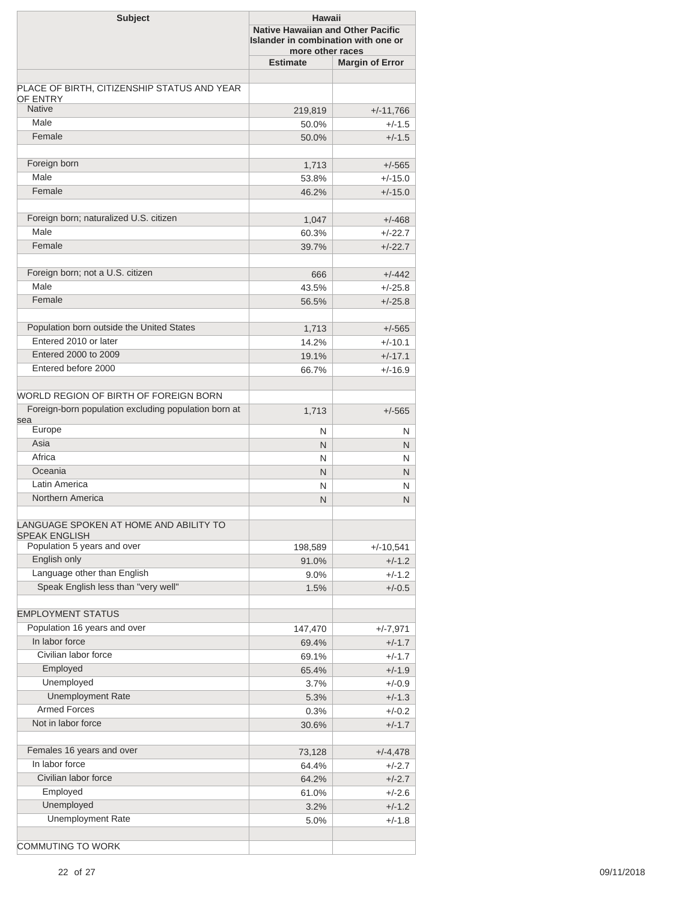| Subject | Hawaii | |
|---|---|---|
| | Native Hawaiian and Other Pacific Islander in combination with one or more other races | |
| | Estimate | Margin of Error |
| | | |
| PLACE OF BIRTH, CITIZENSHIP STATUS AND YEAR OF ENTRY | | |
| Native | 219,819 | +/-11,766 |
| Male | 50.0% | +/-1.5 |
| Female | 50.0% | +/-1.5 |
| | | |
| Foreign born | 1,713 | +/-565 |
| Male | 53.8% | +/-15.0 |
| Female | 46.2% | +/-15.0 |
| | | |
| Foreign born; naturalized U.S. citizen | 1,047 | +/-468 |
| Male | 60.3% | +/-22.7 |
| Female | 39.7% | +/-22.7 |
| | | |
| Foreign born; not a U.S. citizen | 666 | +/-442 |
| Male | 43.5% | +/-25.8 |
| Female | 56.5% | +/-25.8 |
| | | |
| Population born outside the United States | 1,713 | +/-565 |
| Entered 2010 or later | 14.2% | +/-10.1 |
| Entered 2000 to 2009 | 19.1% | +/-17.1 |
| Entered before 2000 | 66.7% | +/-16.9 |
| | | |
| WORLD REGION OF BIRTH OF FOREIGN BORN | | |
| Foreign-born population excluding population born at sea | 1,713 | +/-565 |
| Europe | N | N |
| Asia | N | N |
| Africa | N | N |
| Oceania | N | N |
| Latin America | N | N |
| Northern America | N | N |
| | | |
| LANGUAGE SPOKEN AT HOME AND ABILITY TO SPEAK ENGLISH | | |
| Population 5 years and over | 198,589 | +/-10,541 |
| English only | 91.0% | +/-1.2 |
| Language other than English | 9.0% | +/-1.2 |
| Speak English less than "very well" | 1.5% | +/-0.5 |
| | | |
| EMPLOYMENT STATUS | | |
| Population 16 years and over | 147,470 | +/-7,971 |
| In labor force | 69.4% | +/-1.7 |
| Civilian labor force | 69.1% | +/-1.7 |
| Employed | 65.4% | +/-1.9 |
| Unemployed | 3.7% | +/-0.9 |
| Unemployment Rate | 5.3% | +/-1.3 |
| Armed Forces | 0.3% | +/-0.2 |
| Not in labor force | 30.6% | +/-1.7 |
| | | |
| Females 16 years and over | 73,128 | +/-4,478 |
| In labor force | 64.4% | +/-2.7 |
| Civilian labor force | 64.2% | +/-2.7 |
| Employed | 61.0% | +/-2.6 |
| Unemployed | 3.2% | +/-1.2 |
| Unemployment Rate | 5.0% | +/-1.8 |
| | | |
| COMMUTING TO WORK | | |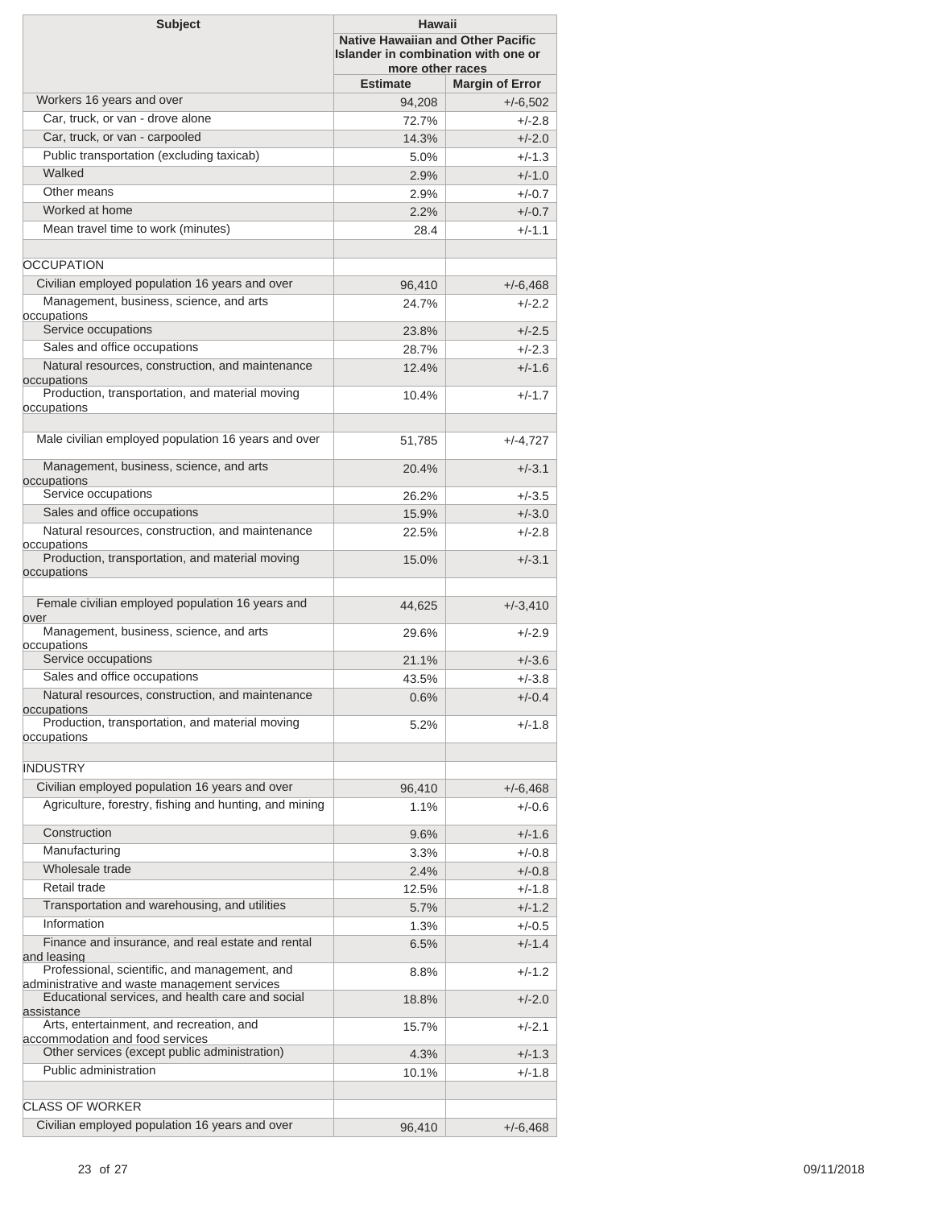| Subject | Hawaii | |
|---|---|---|
| | Native Hawaiian and Other Pacific Islander in combination with one or more other races | |
| | Estimate | Margin of Error |
| Workers 16 years and over | 94,208 | +/-6,502 |
| Car, truck, or van - drove alone | 72.7% | +/-2.8 |
| Car, truck, or van - carpooled | 14.3% | +/-2.0 |
| Public transportation (excluding taxicab) | 5.0% | +/-1.3 |
| Walked | 2.9% | +/-1.0 |
| Other means | 2.9% | +/-0.7 |
| Worked at home | 2.2% | +/-0.7 |
| Mean travel time to work (minutes) | 28.4 | +/-1.1 |
| | | |
| OCCUPATION | | |
| Civilian employed population 16 years and over | 96,410 | +/-6,468 |
| Management, business, science, and arts occupations | 24.7% | +/-2.2 |
| Service occupations | 23.8% | +/-2.5 |
| Sales and office occupations | 28.7% | +/-2.3 |
| Natural resources, construction, and maintenance occupations | 12.4% | +/-1.6 |
| Production, transportation, and material moving occupations | 10.4% | +/-1.7 |
| | | |
| Male civilian employed population 16 years and over | 51,785 | +/-4,727 |
| Management, business, science, and arts occupations | 20.4% | +/-3.1 |
| Service occupations | 26.2% | +/-3.5 |
| Sales and office occupations | 15.9% | +/-3.0 |
| Natural resources, construction, and maintenance occupations | 22.5% | +/-2.8 |
| Production, transportation, and material moving occupations | 15.0% | +/-3.1 |
| | | |
| Female civilian employed population 16 years and over | 44,625 | +/-3,410 |
| Management, business, science, and arts occupations | 29.6% | +/-2.9 |
| Service occupations | 21.1% | +/-3.6 |
| Sales and office occupations | 43.5% | +/-3.8 |
| Natural resources, construction, and maintenance occupations | 0.6% | +/-0.4 |
| Production, transportation, and material moving occupations | 5.2% | +/-1.8 |
| | | |
| INDUSTRY | | |
| Civilian employed population 16 years and over | 96,410 | +/-6,468 |
| Agriculture, forestry, fishing and hunting, and mining | 1.1% | +/-0.6 |
| Construction | 9.6% | +/-1.6 |
| Manufacturing | 3.3% | +/-0.8 |
| Wholesale trade | 2.4% | +/-0.8 |
| Retail trade | 12.5% | +/-1.8 |
| Transportation and warehousing, and utilities | 5.7% | +/-1.2 |
| Information | 1.3% | +/-0.5 |
| Finance and insurance, and real estate and rental and leasing | 6.5% | +/-1.4 |
| Professional, scientific, and management, and administrative and waste management services | 8.8% | +/-1.2 |
| Educational services, and health care and social assistance | 18.8% | +/-2.0 |
| Arts, entertainment, and recreation, and accommodation and food services | 15.7% | +/-2.1 |
| Other services (except public administration) | 4.3% | +/-1.3 |
| Public administration | 10.1% | +/-1.8 |
| | | |
| CLASS OF WORKER | | |
| Civilian employed population 16 years and over | 96,410 | +/-6,468 |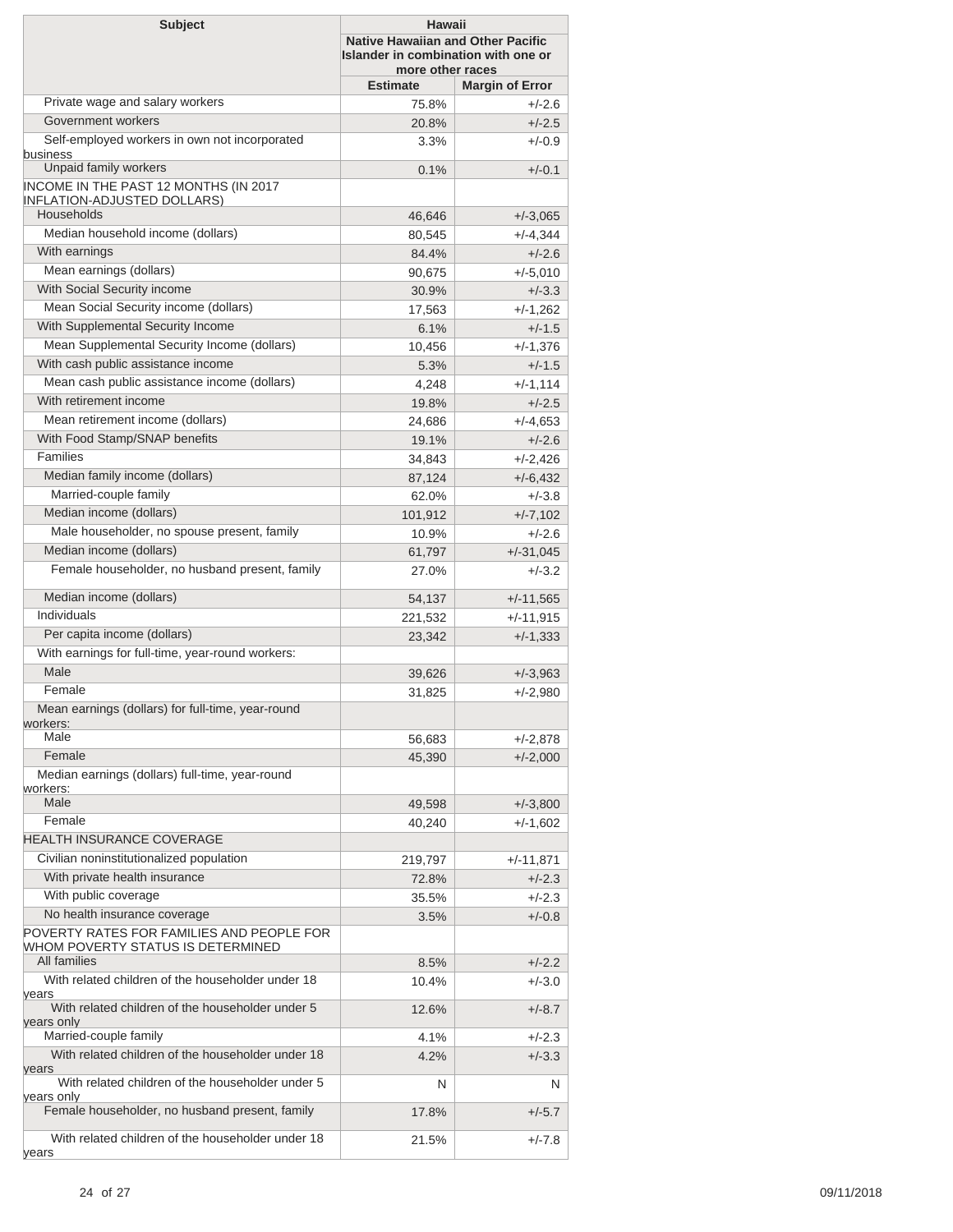| Subject | Hawaii | |
|---|---|---|
| | Native Hawaiian and Other Pacific Islander in combination with one or more other races | |
| | Estimate | Margin of Error |
| Private wage and salary workers | 75.8% | +/-2.6 |
| Government workers | 20.8% | +/-2.5 |
| Self-employed workers in own not incorporated business | 3.3% | +/-0.9 |
| Unpaid family workers | 0.1% | +/-0.1 |
| INCOME IN THE PAST 12 MONTHS (IN 2017 INFLATION-ADJUSTED DOLLARS) | | |
| Households | 46,646 | +/-3,065 |
| Median household income (dollars) | 80,545 | +/-4,344 |
| With earnings | 84.4% | +/-2.6 |
| Mean earnings (dollars) | 90,675 | +/-5,010 |
| With Social Security income | 30.9% | +/-3.3 |
| Mean Social Security income (dollars) | 17,563 | +/-1,262 |
| With Supplemental Security Income | 6.1% | +/-1.5 |
| Mean Supplemental Security Income (dollars) | 10,456 | +/-1,376 |
| With cash public assistance income | 5.3% | +/-1.5 |
| Mean cash public assistance income (dollars) | 4,248 | +/-1,114 |
| With retirement income | 19.8% | +/-2.5 |
| Mean retirement income (dollars) | 24,686 | +/-4,653 |
| With Food Stamp/SNAP benefits | 19.1% | +/-2.6 |
| Families | 34,843 | +/-2,426 |
| Median family income (dollars) | 87,124 | +/-6,432 |
| Married-couple family | 62.0% | +/-3.8 |
| Median income (dollars) | 101,912 | +/-7,102 |
| Male householder, no spouse present, family | 10.9% | +/-2.6 |
| Median income (dollars) | 61,797 | +/-31,045 |
| Female householder, no husband present, family | 27.0% | +/-3.2 |
| Median income (dollars) | 54,137 | +/-11,565 |
| Individuals | 221,532 | +/-11,915 |
| Per capita income (dollars) | 23,342 | +/-1,333 |
| With earnings for full-time, year-round workers: | | |
| Male | 39,626 | +/-3,963 |
| Female | 31,825 | +/-2,980 |
| Mean earnings (dollars) for full-time, year-round workers: | | |
| Male | 56,683 | +/-2,878 |
| Female | 45,390 | +/-2,000 |
| Median earnings (dollars) full-time, year-round workers: | | |
| Male | 49,598 | +/-3,800 |
| Female | 40,240 | +/-1,602 |
| HEALTH INSURANCE COVERAGE | | |
| Civilian noninstitutionalized population | 219,797 | +/-11,871 |
| With private health insurance | 72.8% | +/-2.3 |
| With public coverage | 35.5% | +/-2.3 |
| No health insurance coverage | 3.5% | +/-0.8 |
| POVERTY RATES FOR FAMILIES AND PEOPLE FOR WHOM POVERTY STATUS IS DETERMINED | | |
| All families | 8.5% | +/-2.2 |
| With related children of the householder under 18 years | 10.4% | +/-3.0 |
| With related children of the householder under 5 years only | 12.6% | +/-8.7 |
| Married-couple family | 4.1% | +/-2.3 |
| With related children of the householder under 18 years | 4.2% | +/-3.3 |
| With related children of the householder under 5 years only | N | N |
| Female householder, no husband present, family | 17.8% | +/-5.7 |
| With related children of the householder under 18 years | 21.5% | +/-7.8 |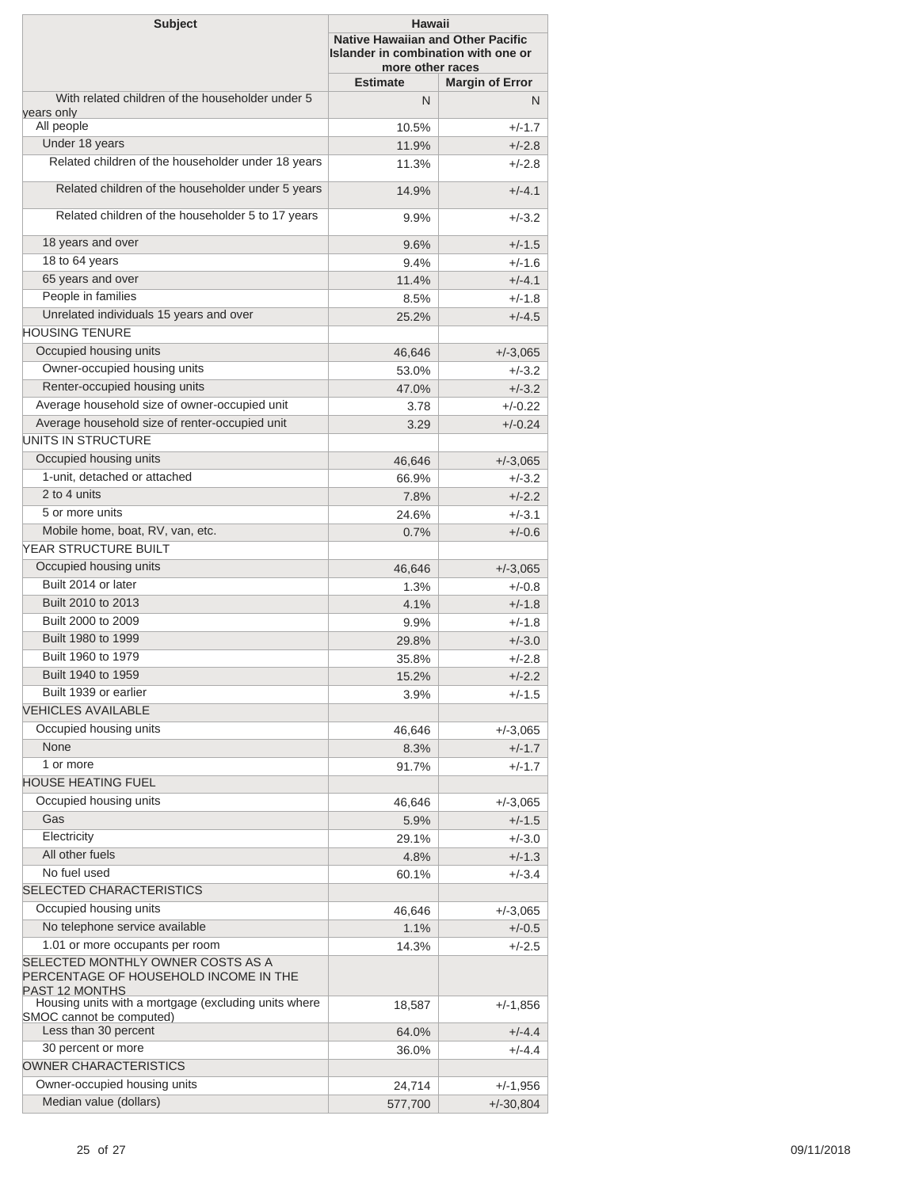| Subject | Hawaii | |
|---|---|---|
| | Native Hawaiian and Other Pacific Islander in combination with one or more other races | |
| | Estimate | Margin of Error |
| With related children of the householder under 5 years only | N | N |
| All people | 10.5% | +/-1.7 |
| Under 18 years | 11.9% | +/-2.8 |
| Related children of the householder under 18 years | 11.3% | +/-2.8 |
| Related children of the householder under 5 years | 14.9% | +/-4.1 |
| Related children of the householder 5 to 17 years | 9.9% | +/-3.2 |
| 18 years and over | 9.6% | +/-1.5 |
| 18 to 64 years | 9.4% | +/-1.6 |
| 65 years and over | 11.4% | +/-4.1 |
| People in families | 8.5% | +/-1.8 |
| Unrelated individuals 15 years and over | 25.2% | +/-4.5 |
| HOUSING TENURE | | |
| Occupied housing units | 46,646 | +/-3,065 |
| Owner-occupied housing units | 53.0% | +/-3.2 |
| Renter-occupied housing units | 47.0% | +/-3.2 |
| Average household size of owner-occupied unit | 3.78 | +/-0.22 |
| Average household size of renter-occupied unit | 3.29 | +/-0.24 |
| UNITS IN STRUCTURE | | |
| Occupied housing units | 46,646 | +/-3,065 |
| 1-unit, detached or attached | 66.9% | +/-3.2 |
| 2 to 4 units | 7.8% | +/-2.2 |
| 5 or more units | 24.6% | +/-3.1 |
| Mobile home, boat, RV, van, etc. | 0.7% | +/-0.6 |
| YEAR STRUCTURE BUILT | | |
| Occupied housing units | 46,646 | +/-3,065 |
| Built 2014 or later | 1.3% | +/-0.8 |
| Built 2010 to 2013 | 4.1% | +/-1.8 |
| Built 2000 to 2009 | 9.9% | +/-1.8 |
| Built 1980 to 1999 | 29.8% | +/-3.0 |
| Built 1960 to 1979 | 35.8% | +/-2.8 |
| Built 1940 to 1959 | 15.2% | +/-2.2 |
| Built 1939 or earlier | 3.9% | +/-1.5 |
| VEHICLES AVAILABLE | | |
| Occupied housing units | 46,646 | +/-3,065 |
| None | 8.3% | +/-1.7 |
| 1 or more | 91.7% | +/-1.7 |
| HOUSE HEATING FUEL | | |
| Occupied housing units | 46,646 | +/-3,065 |
| Gas | 5.9% | +/-1.5 |
| Electricity | 29.1% | +/-3.0 |
| All other fuels | 4.8% | +/-1.3 |
| No fuel used | 60.1% | +/-3.4 |
| SELECTED CHARACTERISTICS | | |
| Occupied housing units | 46,646 | +/-3,065 |
| No telephone service available | 1.1% | +/-0.5 |
| 1.01 or more occupants per room | 14.3% | +/-2.5 |
| SELECTED MONTHLY OWNER COSTS AS A PERCENTAGE OF HOUSEHOLD INCOME IN THE PAST 12 MONTHS | | |
| Housing units with a mortgage (excluding units where SMOC cannot be computed) | 18,587 | +/-1,856 |
| Less than 30 percent | 64.0% | +/-4.4 |
| 30 percent or more | 36.0% | +/-4.4 |
| OWNER CHARACTERISTICS | | |
| Owner-occupied housing units | 24,714 | +/-1,956 |
| Median value (dollars) | 577,700 | +/-30,804 |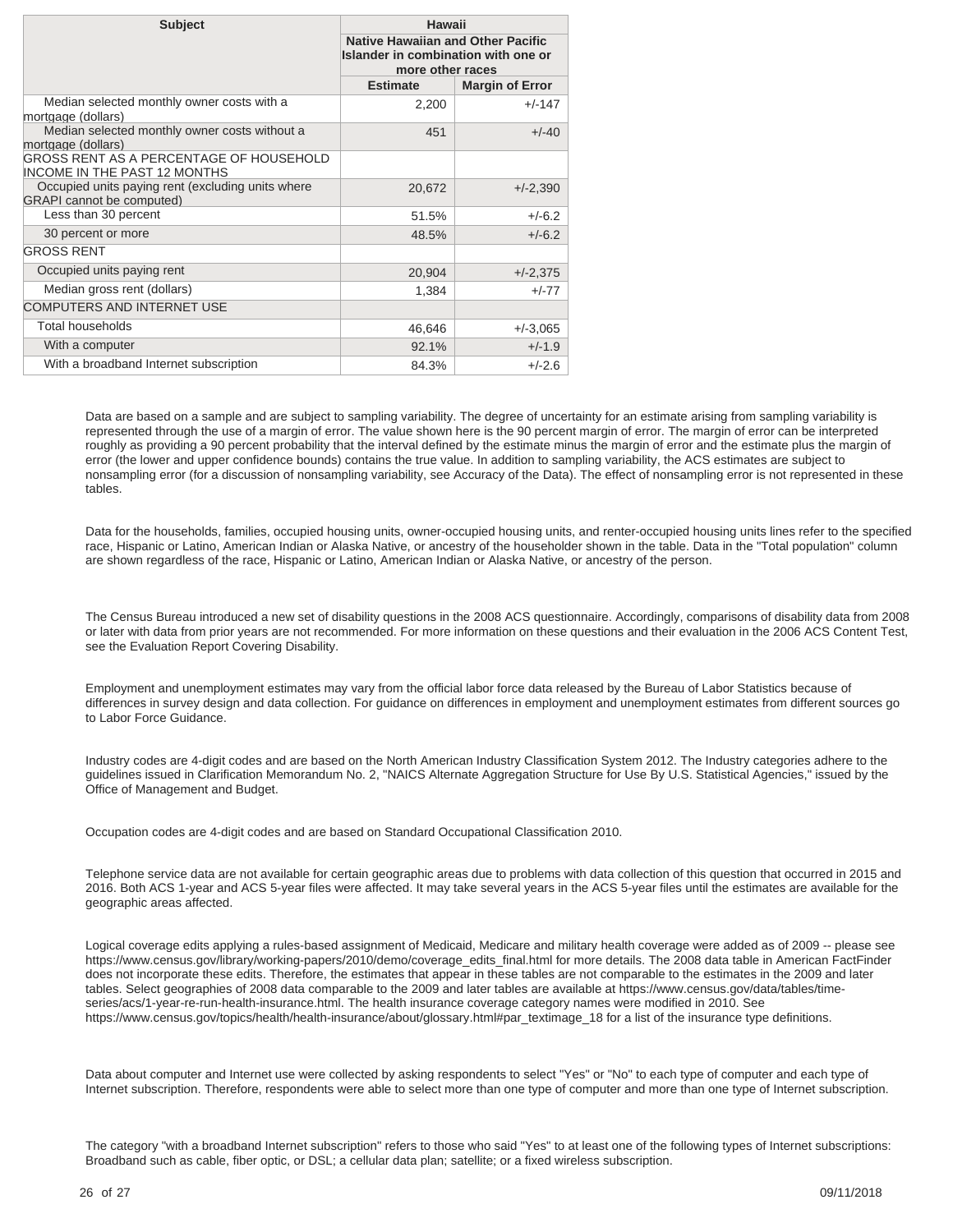| Subject | Hawaii | |
|---|---|---|
| | Native Hawaiian and Other Pacific Islander in combination with one or more other races | |
| | Estimate | Margin of Error |
| Median selected monthly owner costs with a mortgage (dollars) | 2,200 | +/-147 |
| Median selected monthly owner costs without a mortgage (dollars) | 451 | +/-40 |
| GROSS RENT AS A PERCENTAGE OF HOUSEHOLD INCOME IN THE PAST 12 MONTHS | | |
| Occupied units paying rent (excluding units where GRAPI cannot be computed) | 20,672 | +/-2,390 |
| Less than 30 percent | 51.5% | +/-6.2 |
| 30 percent or more | 48.5% | +/-6.2 |
| GROSS RENT | | |
| Occupied units paying rent | 20,904 | +/-2,375 |
| Median gross rent (dollars) | 1,384 | +/-77 |
| COMPUTERS AND INTERNET USE | | |
| Total households | 46,646 | +/-3,065 |
| With a computer | 92.1% | +/-1.9 |
| With a broadband Internet subscription | 84.3% | +/-2.6 |

Data are based on a sample and are subject to sampling variability. The degree of uncertainty for an estimate arising from sampling variability is represented through the use of a margin of error. The value shown here is the 90 percent margin of error. The margin of error can be interpreted roughly as providing a 90 percent probability that the interval defined by the estimate minus the margin of error and the estimate plus the margin of error (the lower and upper confidence bounds) contains the true value. In addition to sampling variability, the ACS estimates are subject to nonsampling error (for a discussion of nonsampling variability, see Accuracy of the Data). The effect of nonsampling error is not represented in these tables.

Data for the households, families, occupied housing units, owner-occupied housing units, and renter-occupied housing units lines refer to the specified race, Hispanic or Latino, American Indian or Alaska Native, or ancestry of the householder shown in the table. Data in the "Total population" column are shown regardless of the race, Hispanic or Latino, American Indian or Alaska Native, or ancestry of the person.

The Census Bureau introduced a new set of disability questions in the 2008 ACS questionnaire. Accordingly, comparisons of disability data from 2008 or later with data from prior years are not recommended. For more information on these questions and their evaluation in the 2006 ACS Content Test, see the Evaluation Report Covering Disability.

Employment and unemployment estimates may vary from the official labor force data released by the Bureau of Labor Statistics because of differences in survey design and data collection. For guidance on differences in employment and unemployment estimates from different sources go to Labor Force Guidance.

Industry codes are 4-digit codes and are based on the North American Industry Classification System 2012. The Industry categories adhere to the guidelines issued in Clarification Memorandum No. 2, "NAICS Alternate Aggregation Structure for Use By U.S. Statistical Agencies," issued by the Office of Management and Budget.

Occupation codes are 4-digit codes and are based on Standard Occupational Classification 2010.

Telephone service data are not available for certain geographic areas due to problems with data collection of this question that occurred in 2015 and 2016. Both ACS 1-year and ACS 5-year files were affected. It may take several years in the ACS 5-year files until the estimates are available for the geographic areas affected.

Logical coverage edits applying a rules-based assignment of Medicaid, Medicare and military health coverage were added as of 2009 -- please see https://www.census.gov/library/working-papers/2010/demo/coverage_edits_final.html for more details. The 2008 data table in American FactFinder does not incorporate these edits. Therefore, the estimates that appear in these tables are not comparable to the estimates in the 2009 and later tables. Select geographies of 2008 data comparable to the 2009 and later tables are available at https://www.census.gov/data/tables/time-series/acs/1-year-re-run-health-insurance.html. The health insurance coverage category names were modified in 2010. See https://www.census.gov/topics/health/health-insurance/about/glossary.html#par_textimage_18 for a list of the insurance type definitions.

Data about computer and Internet use were collected by asking respondents to select "Yes" or "No" to each type of computer and each type of Internet subscription. Therefore, respondents were able to select more than one type of computer and more than one type of Internet subscription.

The category "with a broadband Internet subscription" refers to those who said "Yes" to at least one of the following types of Internet subscriptions: Broadband such as cable, fiber optic, or DSL; a cellular data plan; satellite; or a fixed wireless subscription.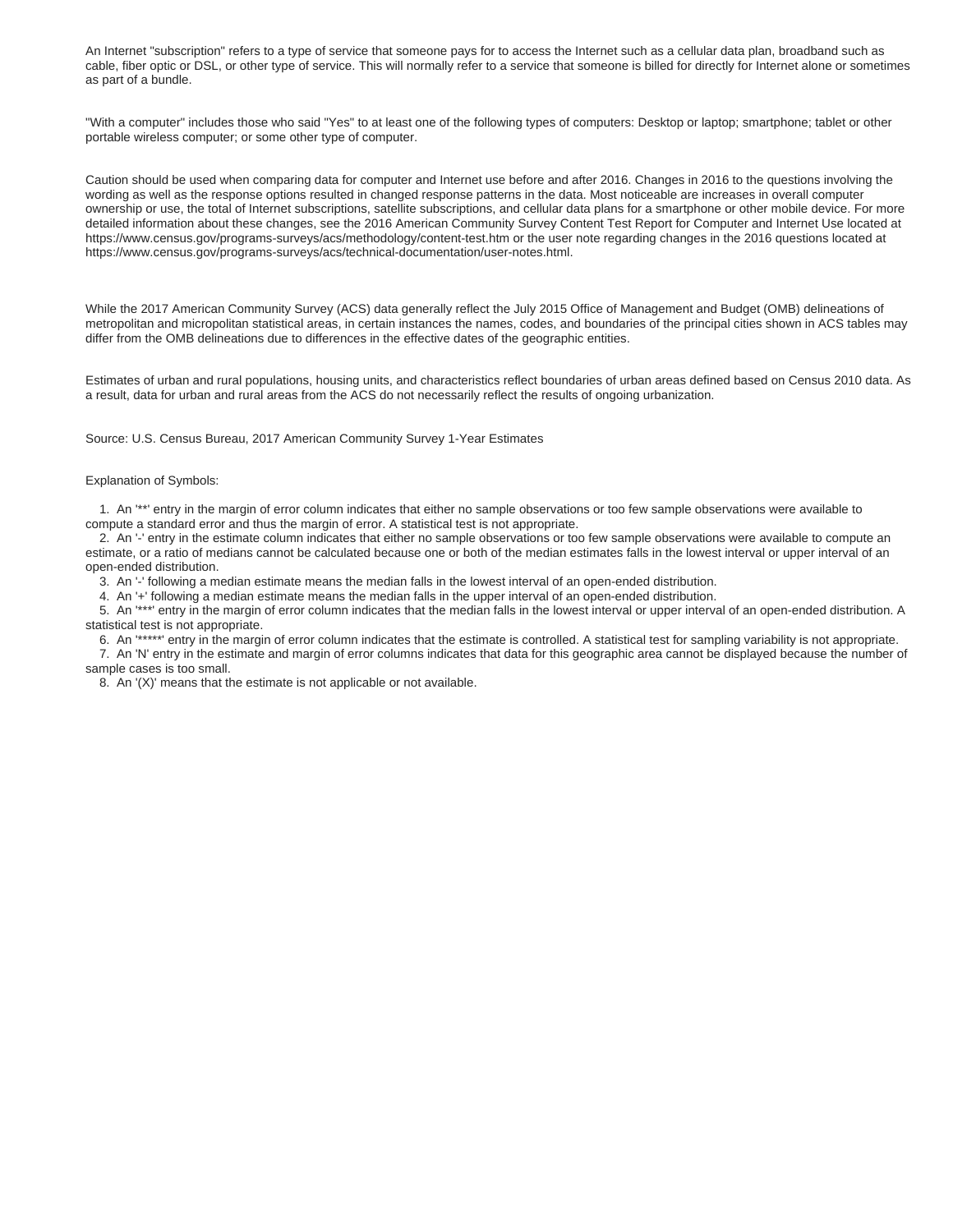An Internet "subscription" refers to a type of service that someone pays for to access the Internet such as a cellular data plan, broadband such as cable, fiber optic or DSL, or other type of service. This will normally refer to a service that someone is billed for directly for Internet alone or sometimes as part of a bundle.

"With a computer" includes those who said "Yes" to at least one of the following types of computers: Desktop or laptop; smartphone; tablet or other portable wireless computer; or some other type of computer.

Caution should be used when comparing data for computer and Internet use before and after 2016. Changes in 2016 to the questions involving the wording as well as the response options resulted in changed response patterns in the data. Most noticeable are increases in overall computer ownership or use, the total of Internet subscriptions, satellite subscriptions, and cellular data plans for a smartphone or other mobile device. For more detailed information about these changes, see the 2016 American Community Survey Content Test Report for Computer and Internet Use located at https://www.census.gov/programs-surveys/acs/methodology/content-test.htm or the user note regarding changes in the 2016 questions located at https://www.census.gov/programs-surveys/acs/technical-documentation/user-notes.html.

While the 2017 American Community Survey (ACS) data generally reflect the July 2015 Office of Management and Budget (OMB) delineations of metropolitan and micropolitan statistical areas, in certain instances the names, codes, and boundaries of the principal cities shown in ACS tables may differ from the OMB delineations due to differences in the effective dates of the geographic entities.

Estimates of urban and rural populations, housing units, and characteristics reflect boundaries of urban areas defined based on Census 2010 data. As a result, data for urban and rural areas from the ACS do not necessarily reflect the results of ongoing urbanization.

Source: U.S. Census Bureau, 2017 American Community Survey 1-Year Estimates

Explanation of Symbols:

1. An '**' entry in the margin of error column indicates that either no sample observations or too few sample observations were available to compute a standard error and thus the margin of error. A statistical test is not appropriate.
2. An '-' entry in the estimate column indicates that either no sample observations or too few sample observations were available to compute an estimate, or a ratio of medians cannot be calculated because one or both of the median estimates falls in the lowest interval or upper interval of an open-ended distribution.
3. An '-' following a median estimate means the median falls in the lowest interval of an open-ended distribution.
4. An '+' following a median estimate means the median falls in the upper interval of an open-ended distribution.
5. An '***' entry in the margin of error column indicates that the median falls in the lowest interval or upper interval of an open-ended distribution. A statistical test is not appropriate.
6. An '*****' entry in the margin of error column indicates that the estimate is controlled. A statistical test for sampling variability is not appropriate.
7. An 'N' entry in the estimate and margin of error columns indicates that data for this geographic area cannot be displayed because the number of sample cases is too small.
8. An '(X)' means that the estimate is not applicable or not available.